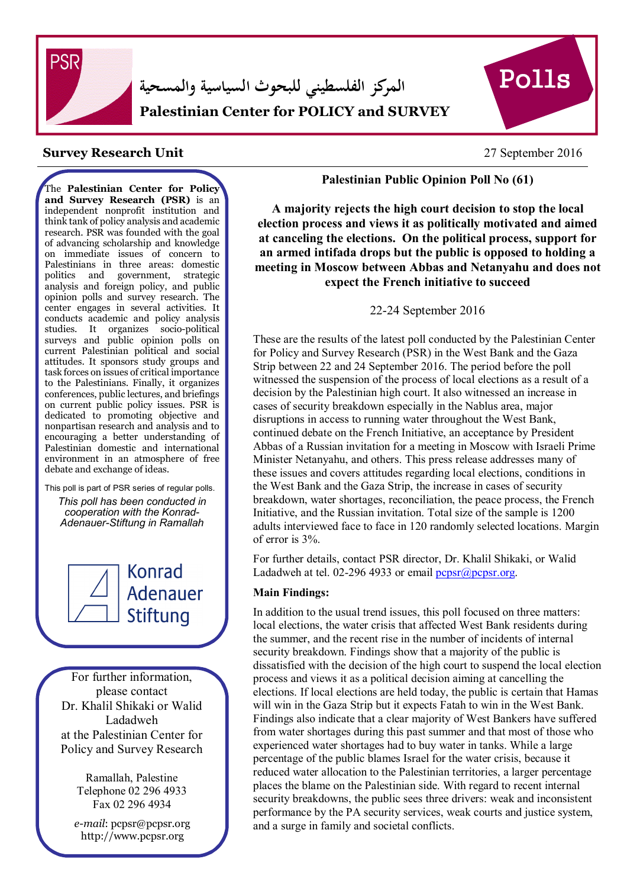# المركز الفلسطيني للبحوث السياسية والمسحية

## Palestinian Center for POLICY and SURVEY

**Polls**

**Survey Research Unit**

27 September 2016

The **Palestinian Center for Policy and Survey Research (PSR)** is an independent nonprofit institution and think tank of policy analysis and academic research. PSR was founded with the goal of advancing scholarship and knowledge on immediate issues of concern to Palestinians in three areas: domestic politics and government, strategic analysis and foreign policy, and public opinion polls and survey research. The center engages in several activities. It conducts academic and policy analysis studies. It organizes socio-political surveys and public opinion polls on current Palestinian political and social attitudes. It sponsors study groups and task forces on issues of critical importance to the Palestinians. Finally, it organizes conferences, public lectures, and briefings on current public policy issues. PSR is dedicated to promoting objective and nonpartisan research and analysis and to encouraging a better understanding of Palestinian domestic and international environment in an atmosphere of free debate and exchange of ideas.

This poll is part of PSR series of regular polls.

*This poll has been conducted in cooperation with the Konrad-Adenauer-Stiftung in Ramallah*

Konrad Adenauer Stiftung

For further information, please contact Dr. Khalil Shikaki or Walid Ladadweh at the Palestinian Center for Policy and Survey Research

Ramallah, Palestine
Telephone 02 296 4933
Fax 02 296 4934

*e-mail*: pcpsr@pcpsr.org
http://www.pcpsr.org

**Palestinian Public Opinion Poll No (61)**

**A majority rejects the high court decision to stop the local election process and views it as politically motivated and aimed at canceling the elections. On the political process, support for an armed intifada drops but the public is opposed to holding a meeting in Moscow between Abbas and Netanyahu and does not expect the French initiative to succeed**

22-24 September 2016

These are the results of the latest poll conducted by the Palestinian Center for Policy and Survey Research (PSR) in the West Bank and the Gaza Strip between 22 and 24 September 2016. The period before the poll witnessed the suspension of the process of local elections as a result of a decision by the Palestinian high court. It also witnessed an increase in cases of security breakdown especially in the Nablus area, major disruptions in access to running water throughout the West Bank, continued debate on the French Initiative, an acceptance by President Abbas of a Russian invitation for a meeting in Moscow with Israeli Prime Minister Netanyahu, and others. This press release addresses many of these issues and covers attitudes regarding local elections, conditions in the West Bank and the Gaza Strip, the increase in cases of security breakdown, water shortages, reconciliation, the peace process, the French Initiative, and the Russian invitation. Total size of the sample is 1200 adults interviewed face to face in 120 randomly selected locations. Margin of error is 3%.

For further details, contact PSR director, Dr. Khalil Shikaki, or Walid Ladadweh at tel. 02-296 4933 or email pcpsr@pcpsr.org.

**Main Findings:**

In addition to the usual trend issues, this poll focused on three matters: local elections, the water crisis that affected West Bank residents during the summer, and the recent rise in the number of incidents of internal security breakdown. Findings show that a majority of the public is dissatisfied with the decision of the high court to suspend the local election process and views it as a political decision aiming at cancelling the elections. If local elections are held today, the public is certain that Hamas will win in the Gaza Strip but it expects Fatah to win in the West Bank. Findings also indicate that a clear majority of West Bankers have suffered from water shortages during this past summer and that most of those who experienced water shortages had to buy water in tanks. While a large percentage of the public blames Israel for the water crisis, because it reduced water allocation to the Palestinian territories, a larger percentage places the blame on the Palestinian side. With regard to recent internal security breakdowns, the public sees three drivers: weak and inconsistent performance by the PA security services, weak courts and justice system, and a surge in family and societal conflicts.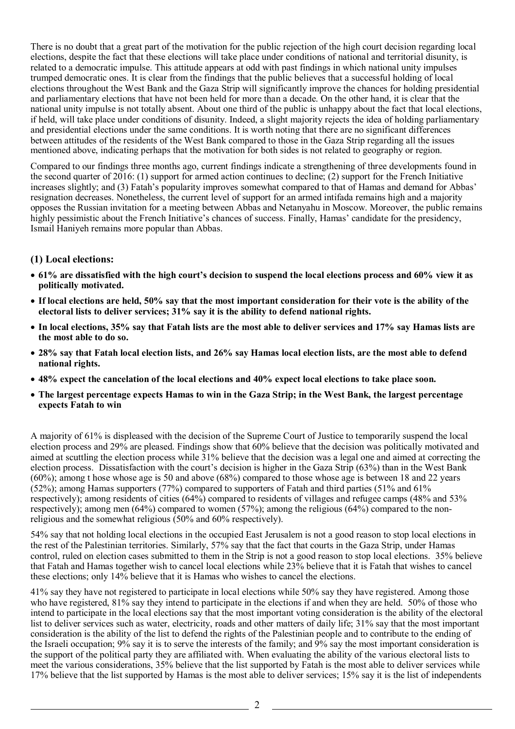There is no doubt that a great part of the motivation for the public rejection of the high court decision regarding local elections, despite the fact that these elections will take place under conditions of national and territorial disunity, is related to a democratic impulse. This attitude appears at odd with past findings in which national unity impulses trumped democratic ones. It is clear from the findings that the public believes that a successful holding of local elections throughout the West Bank and the Gaza Strip will significantly improve the chances for holding presidential and parliamentary elections that have not been held for more than a decade. On the other hand, it is clear that the national unity impulse is not totally absent. About one third of the public is unhappy about the fact that local elections, if held, will take place under conditions of disunity. Indeed, a slight majority rejects the idea of holding parliamentary and presidential elections under the same conditions. It is worth noting that there are no significant differences between attitudes of the residents of the West Bank compared to those in the Gaza Strip regarding all the issues mentioned above, indicating perhaps that the motivation for both sides is not related to geography or region.

Compared to our findings three months ago, current findings indicate a strengthening of three developments found in the second quarter of 2016: (1) support for armed action continues to decline; (2) support for the French Initiative increases slightly; and (3) Fatah's popularity improves somewhat compared to that of Hamas and demand for Abbas' resignation decreases. Nonetheless, the current level of support for an armed intifada remains high and a majority opposes the Russian invitation for a meeting between Abbas and Netanyahu in Moscow. Moreover, the public remains highly pessimistic about the French Initiative's chances of success. Finally, Hamas' candidate for the presidency, Ismail Haniyeh remains more popular than Abbas.

### (1) Local elections:

- **61% are dissatisfied with the high court's decision to suspend the local elections process and 60% view it as politically motivated.**
- **If local elections are held, 50% say that the most important consideration for their vote is the ability of the electoral lists to deliver services; 31% say it is the ability to defend national rights.**
- **In local elections, 35% say that Fatah lists are the most able to deliver services and 17% say Hamas lists are the most able to do so.**
- **28% say that Fatah local election lists, and 26% say Hamas local election lists, are the most able to defend national rights.**
- **48% expect the cancelation of the local elections and 40% expect local elections to take place soon.**
- **The largest percentage expects Hamas to win in the Gaza Strip; in the West Bank, the largest percentage expects Fatah to win**

A majority of 61% is displeased with the decision of the Supreme Court of Justice to temporarily suspend the local election process and 29% are pleased. Findings show that 60% believe that the decision was politically motivated and aimed at scuttling the election process while 31% believe that the decision was a legal one and aimed at correcting the election process. Dissatisfaction with the court's decision is higher in the Gaza Strip (63%) than in the West Bank (60%); among t hose whose age is 50 and above (68%) compared to those whose age is between 18 and 22 years (52%); among Hamas supporters (77%) compared to supporters of Fatah and third parties (51% and 61% respectively); among residents of cities (64%) compared to residents of villages and refugee camps (48% and 53% respectively); among men (64%) compared to women (57%); among the religious (64%) compared to the non-religious and the somewhat religious (50% and 60% respectively).

54% say that not holding local elections in the occupied East Jerusalem is not a good reason to stop local elections in the rest of the Palestinian territories. Similarly, 57% say that the fact that courts in the Gaza Strip, under Hamas control, ruled on election cases submitted to them in the Strip is not a good reason to stop local elections. 35% believe that Fatah and Hamas together wish to cancel local elections while 23% believe that it is Fatah that wishes to cancel these elections; only 14% believe that it is Hamas who wishes to cancel the elections.

41% say they have not registered to participate in local elections while 50% say they have registered. Among those who have registered, 81% say they intend to participate in the elections if and when they are held. 50% of those who intend to participate in the local elections say that the most important voting consideration is the ability of the electoral list to deliver services such as water, electricity, roads and other matters of daily life; 31% say that the most important consideration is the ability of the list to defend the rights of the Palestinian people and to contribute to the ending of the Israeli occupation; 9% say it is to serve the interests of the family; and 9% say the most important consideration is the support of the political party they are affiliated with. When evaluating the ability of the various electoral lists to meet the various considerations, 35% believe that the list supported by Fatah is the most able to deliver services while 17% believe that the list supported by Hamas is the most able to deliver services; 15% say it is the list of independents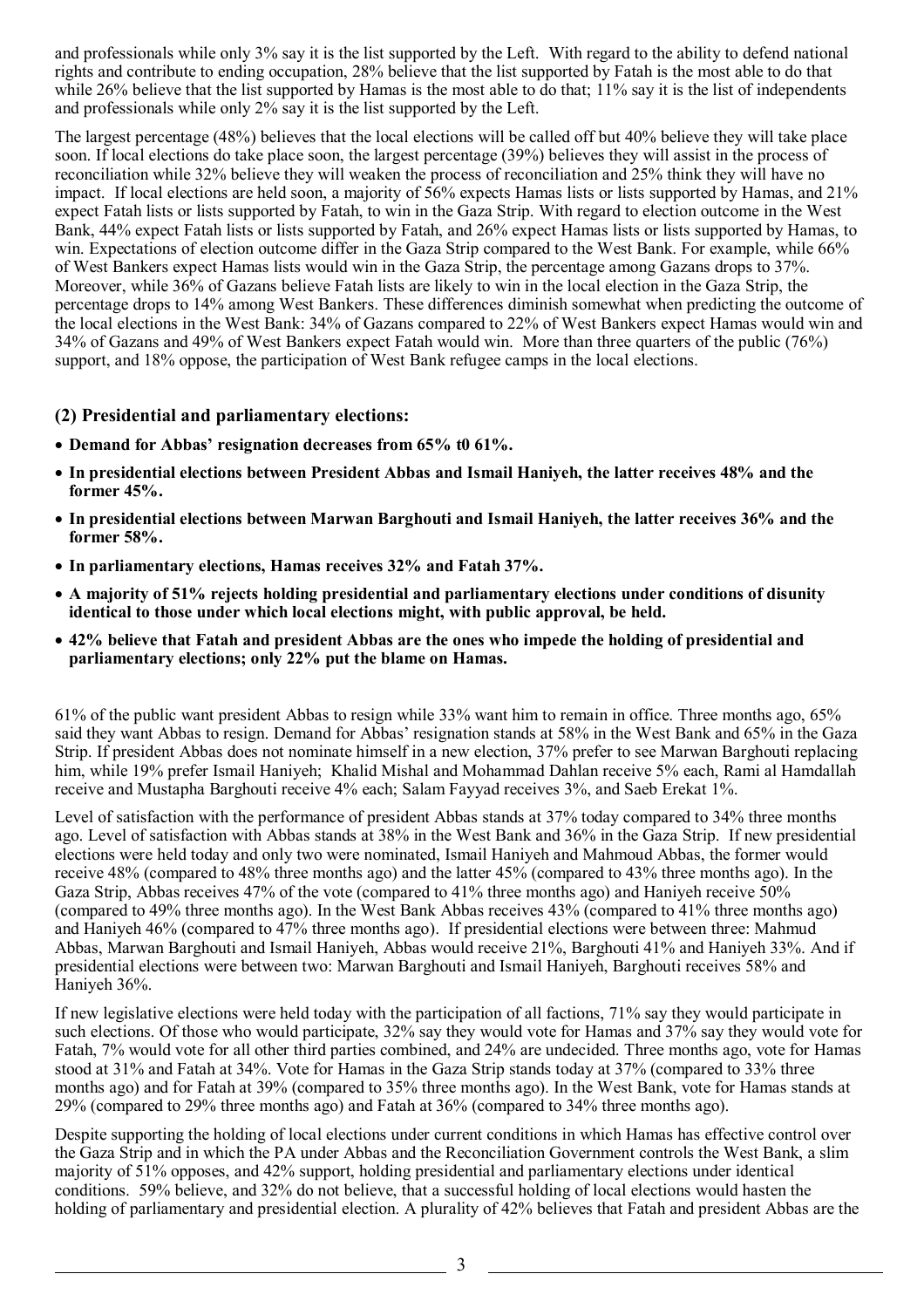and professionals while only 3% say it is the list supported by the Left. With regard to the ability to defend national rights and contribute to ending occupation, 28% believe that the list supported by Fatah is the most able to do that while 26% believe that the list supported by Hamas is the most able to do that; 11% say it is the list of independents and professionals while only 2% say it is the list supported by the Left.

The largest percentage (48%) believes that the local elections will be called off but 40% believe they will take place soon. If local elections do take place soon, the largest percentage (39%) believes they will assist in the process of reconciliation while 32% believe they will weaken the process of reconciliation and 25% think they will have no impact. If local elections are held soon, a majority of 56% expects Hamas lists or lists supported by Hamas, and 21% expect Fatah lists or lists supported by Fatah, to win in the Gaza Strip. With regard to election outcome in the West Bank, 44% expect Fatah lists or lists supported by Fatah, and 26% expect Hamas lists or lists supported by Hamas, to win. Expectations of election outcome differ in the Gaza Strip compared to the West Bank. For example, while 66% of West Bankers expect Hamas lists would win in the Gaza Strip, the percentage among Gazans drops to 37%. Moreover, while 36% of Gazans believe Fatah lists are likely to win in the local election in the Gaza Strip, the percentage drops to 14% among West Bankers. These differences diminish somewhat when predicting the outcome of the local elections in the West Bank: 34% of Gazans compared to 22% of West Bankers expect Hamas would win and 34% of Gazans and 49% of West Bankers expect Fatah would win. More than three quarters of the public (76%) support, and 18% oppose, the participation of West Bank refugee camps in the local elections.

### (2) Presidential and parliamentary elections:

- **Demand for Abbas' resignation decreases from 65% t0 61%.**
- **In presidential elections between President Abbas and Ismail Haniyeh, the latter receives 48% and the former 45%.**
- **In presidential elections between Marwan Barghouti and Ismail Haniyeh, the latter receives 36% and the former 58%.**
- **In parliamentary elections, Hamas receives 32% and Fatah 37%.**
- **A majority of 51% rejects holding presidential and parliamentary elections under conditions of disunity identical to those under which local elections might, with public approval, be held.**
- **42% believe that Fatah and president Abbas are the ones who impede the holding of presidential and parliamentary elections; only 22% put the blame on Hamas.**

61% of the public want president Abbas to resign while 33% want him to remain in office. Three months ago, 65% said they want Abbas to resign. Demand for Abbas' resignation stands at 58% in the West Bank and 65% in the Gaza Strip. If president Abbas does not nominate himself in a new election, 37% prefer to see Marwan Barghouti replacing him, while 19% prefer Ismail Haniyeh; Khalid Mishal and Mohammad Dahlan receive 5% each, Rami al Hamdallah receive and Mustapha Barghouti receive 4% each; Salam Fayyad receives 3%, and Saeb Erekat 1%.

Level of satisfaction with the performance of president Abbas stands at 37% today compared to 34% three months ago. Level of satisfaction with Abbas stands at 38% in the West Bank and 36% in the Gaza Strip. If new presidential elections were held today and only two were nominated, Ismail Haniyeh and Mahmoud Abbas, the former would receive 48% (compared to 48% three months ago) and the latter 45% (compared to 43% three months ago). In the Gaza Strip, Abbas receives 47% of the vote (compared to 41% three months ago) and Haniyeh receive 50% (compared to 49% three months ago). In the West Bank Abbas receives 43% (compared to 41% three months ago) and Haniyeh 46% (compared to 47% three months ago). If presidential elections were between three: Mahmud Abbas, Marwan Barghouti and Ismail Haniyeh, Abbas would receive 21%, Barghouti 41% and Haniyeh 33%. And if presidential elections were between two: Marwan Barghouti and Ismail Haniyeh, Barghouti receives 58% and Haniyeh 36%.

If new legislative elections were held today with the participation of all factions, 71% say they would participate in such elections. Of those who would participate, 32% say they would vote for Hamas and 37% say they would vote for Fatah, 7% would vote for all other third parties combined, and 24% are undecided. Three months ago, vote for Hamas stood at 31% and Fatah at 34%. Vote for Hamas in the Gaza Strip stands today at 37% (compared to 33% three months ago) and for Fatah at 39% (compared to 35% three months ago). In the West Bank, vote for Hamas stands at 29% (compared to 29% three months ago) and Fatah at 36% (compared to 34% three months ago).

Despite supporting the holding of local elections under current conditions in which Hamas has effective control over the Gaza Strip and in which the PA under Abbas and the Reconciliation Government controls the West Bank, a slim majority of 51% opposes, and 42% support, holding presidential and parliamentary elections under identical conditions. 59% believe, and 32% do not believe, that a successful holding of local elections would hasten the holding of parliamentary and presidential election. A plurality of 42% believes that Fatah and president Abbas are the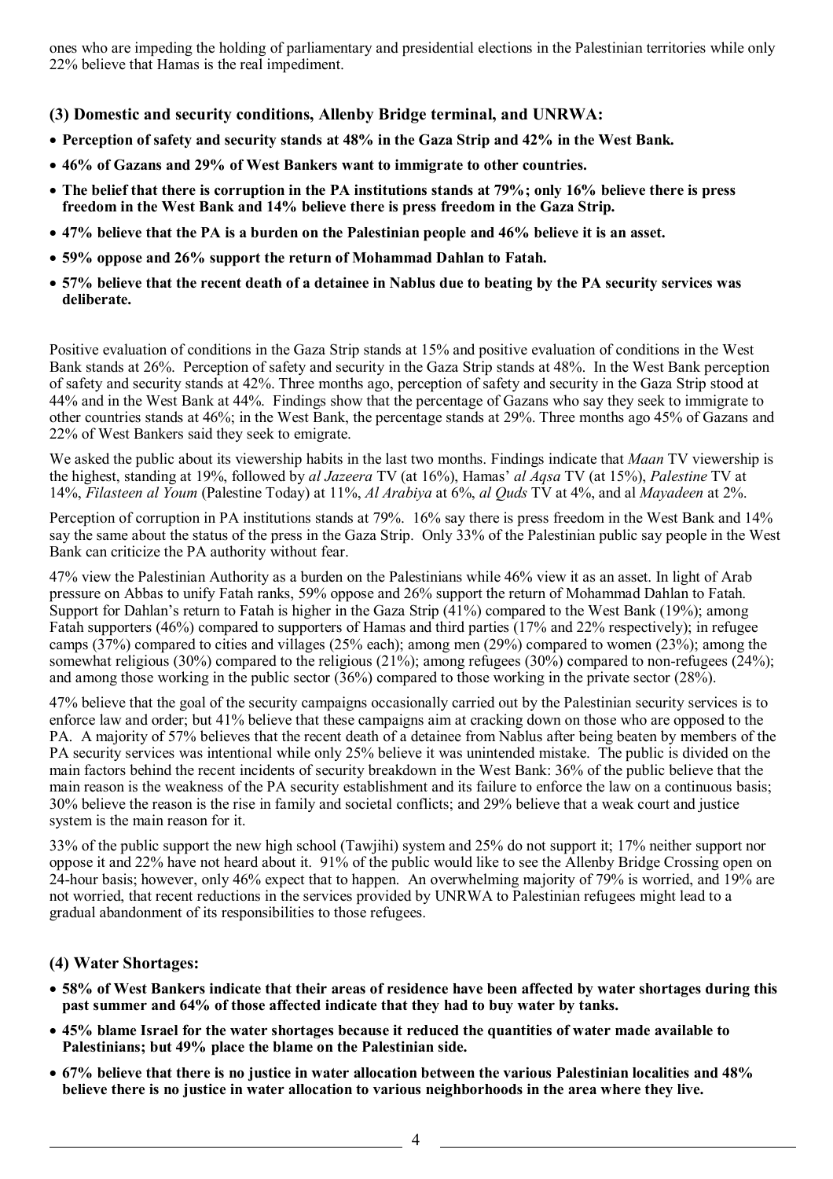ones who are impeding the holding of parliamentary and presidential elections in the Palestinian territories while only 22% believe that Hamas is the real impediment.

### (3) Domestic and security conditions, Allenby Bridge terminal, and UNRWA:

- **Perception of safety and security stands at 48% in the Gaza Strip and 42% in the West Bank.**
- **46% of Gazans and 29% of West Bankers want to immigrate to other countries.**
- **The belief that there is corruption in the PA institutions stands at 79%; only 16% believe there is press freedom in the West Bank and 14% believe there is press freedom in the Gaza Strip.**
- **47% believe that the PA is a burden on the Palestinian people and 46% believe it is an asset.**
- **59% oppose and 26% support the return of Mohammad Dahlan to Fatah.**
- **57% believe that the recent death of a detainee in Nablus due to beating by the PA security services was deliberate.**

Positive evaluation of conditions in the Gaza Strip stands at 15% and positive evaluation of conditions in the West Bank stands at 26%. Perception of safety and security in the Gaza Strip stands at 48%. In the West Bank perception of safety and security stands at 42%. Three months ago, perception of safety and security in the Gaza Strip stood at 44% and in the West Bank at 44%. Findings show that the percentage of Gazans who say they seek to immigrate to other countries stands at 46%; in the West Bank, the percentage stands at 29%. Three months ago 45% of Gazans and 22% of West Bankers said they seek to emigrate.

We asked the public about its viewership habits in the last two months. Findings indicate that *Maan* TV viewership is the highest, standing at 19%, followed by *al Jazeera* TV (at 16%), Hamas' *al Aqsa* TV (at 15%), *Palestine* TV at 14%, *Filasteen al Youm* (Palestine Today) at 11%, *Al Arabiya* at 6%, *al Quds* TV at 4%, and al *Mayadeen* at 2%.

Perception of corruption in PA institutions stands at 79%. 16% say there is press freedom in the West Bank and 14% say the same about the status of the press in the Gaza Strip. Only 33% of the Palestinian public say people in the West Bank can criticize the PA authority without fear.

47% view the Palestinian Authority as a burden on the Palestinians while 46% view it as an asset. In light of Arab pressure on Abbas to unify Fatah ranks, 59% oppose and 26% support the return of Mohammad Dahlan to Fatah. Support for Dahlan's return to Fatah is higher in the Gaza Strip (41%) compared to the West Bank (19%); among Fatah supporters (46%) compared to supporters of Hamas and third parties (17% and 22% respectively); in refugee camps (37%) compared to cities and villages (25% each); among men (29%) compared to women (23%); among the somewhat religious (30%) compared to the religious (21%); among refugees (30%) compared to non-refugees (24%); and among those working in the public sector (36%) compared to those working in the private sector (28%).

47% believe that the goal of the security campaigns occasionally carried out by the Palestinian security services is to enforce law and order; but 41% believe that these campaigns aim at cracking down on those who are opposed to the PA. A majority of 57% believes that the recent death of a detainee from Nablus after being beaten by members of the PA security services was intentional while only 25% believe it was unintended mistake. The public is divided on the main factors behind the recent incidents of security breakdown in the West Bank: 36% of the public believe that the main reason is the weakness of the PA security establishment and its failure to enforce the law on a continuous basis; 30% believe the reason is the rise in family and societal conflicts; and 29% believe that a weak court and justice system is the main reason for it.

33% of the public support the new high school (Tawjihi) system and 25% do not support it; 17% neither support nor oppose it and 22% have not heard about it. 91% of the public would like to see the Allenby Bridge Crossing open on 24-hour basis; however, only 46% expect that to happen. An overwhelming majority of 79% is worried, and 19% are not worried, that recent reductions in the services provided by UNRWA to Palestinian refugees might lead to a gradual abandonment of its responsibilities to those refugees.

### (4) Water Shortages:

- **58% of West Bankers indicate that their areas of residence have been affected by water shortages during this past summer and 64% of those affected indicate that they had to buy water by tanks.**
- **45% blame Israel for the water shortages because it reduced the quantities of water made available to Palestinians; but 49% place the blame on the Palestinian side.**
- **67% believe that there is no justice in water allocation between the various Palestinian localities and 48% believe there is no justice in water allocation to various neighborhoods in the area where they live.**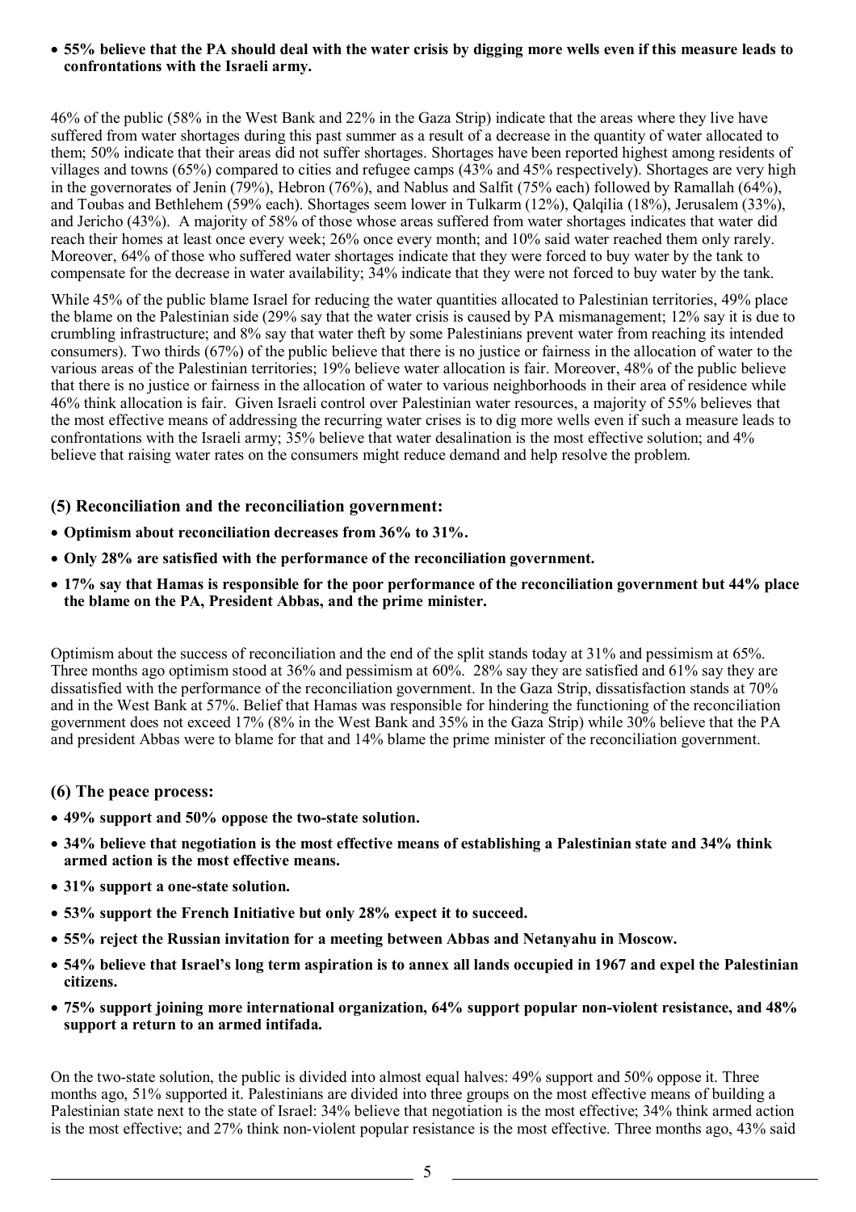- **55% believe that the PA should deal with the water crisis by digging more wells even if this measure leads to confrontations with the Israeli army.**

46% of the public (58% in the West Bank and 22% in the Gaza Strip) indicate that the areas where they live have suffered from water shortages during this past summer as a result of a decrease in the quantity of water allocated to them; 50% indicate that their areas did not suffer shortages. Shortages have been reported highest among residents of villages and towns (65%) compared to cities and refugee camps (43% and 45% respectively). Shortages are very high in the governorates of Jenin (79%), Hebron (76%), and Nablus and Salfit (75% each) followed by Ramallah (64%), and Toubas and Bethlehem (59% each). Shortages seem lower in Tulkarm (12%), Qalqilia (18%), Jerusalem (33%), and Jericho (43%). A majority of 58% of those whose areas suffered from water shortages indicates that water did reach their homes at least once every week; 26% once every month; and 10% said water reached them only rarely. Moreover, 64% of those who suffered water shortages indicate that they were forced to buy water by the tank to compensate for the decrease in water availability; 34% indicate that they were not forced to buy water by the tank.

While 45% of the public blame Israel for reducing the water quantities allocated to Palestinian territories, 49% place the blame on the Palestinian side (29% say that the water crisis is caused by PA mismanagement; 12% say it is due to crumbling infrastructure; and 8% say that water theft by some Palestinians prevent water from reaching its intended consumers). Two thirds (67%) of the public believe that there is no justice or fairness in the allocation of water to the various areas of the Palestinian territories; 19% believe water allocation is fair. Moreover, 48% of the public believe that there is no justice or fairness in the allocation of water to various neighborhoods in their area of residence while 46% think allocation is fair. Given Israeli control over Palestinian water resources, a majority of 55% believes that the most effective means of addressing the recurring water crises is to dig more wells even if such a measure leads to confrontations with the Israeli army; 35% believe that water desalination is the most effective solution; and 4% believe that raising water rates on the consumers might reduce demand and help resolve the problem.

### (5) Reconciliation and the reconciliation government:

- **Optimism about reconciliation decreases from 36% to 31%.**
- **Only 28% are satisfied with the performance of the reconciliation government.**
- **17% say that Hamas is responsible for the poor performance of the reconciliation government but 44% place the blame on the PA, President Abbas, and the prime minister.**

Optimism about the success of reconciliation and the end of the split stands today at 31% and pessimism at 65%. Three months ago optimism stood at 36% and pessimism at 60%. 28% say they are satisfied and 61% say they are dissatisfied with the performance of the reconciliation government. In the Gaza Strip, dissatisfaction stands at 70% and in the West Bank at 57%. Belief that Hamas was responsible for hindering the functioning of the reconciliation government does not exceed 17% (8% in the West Bank and 35% in the Gaza Strip) while 30% believe that the PA and president Abbas were to blame for that and 14% blame the prime minister of the reconciliation government.

### (6) The peace process:

- **49% support and 50% oppose the two-state solution.**
- **34% believe that negotiation is the most effective means of establishing a Palestinian state and 34% think armed action is the most effective means.**
- **31% support a one-state solution.**
- **53% support the French Initiative but only 28% expect it to succeed.**
- **55% reject the Russian invitation for a meeting between Abbas and Netanyahu in Moscow.**
- **54% believe that Israel's long term aspiration is to annex all lands occupied in 1967 and expel the Palestinian citizens.**
- **75% support joining more international organization, 64% support popular non-violent resistance, and 48% support a return to an armed intifada.**

On the two-state solution, the public is divided into almost equal halves: 49% support and 50% oppose it. Three months ago, 51% supported it. Palestinians are divided into three groups on the most effective means of building a Palestinian state next to the state of Israel: 34% believe that negotiation is the most effective; 34% think armed action is the most effective; and 27% think non-violent popular resistance is the most effective. Three months ago, 43% said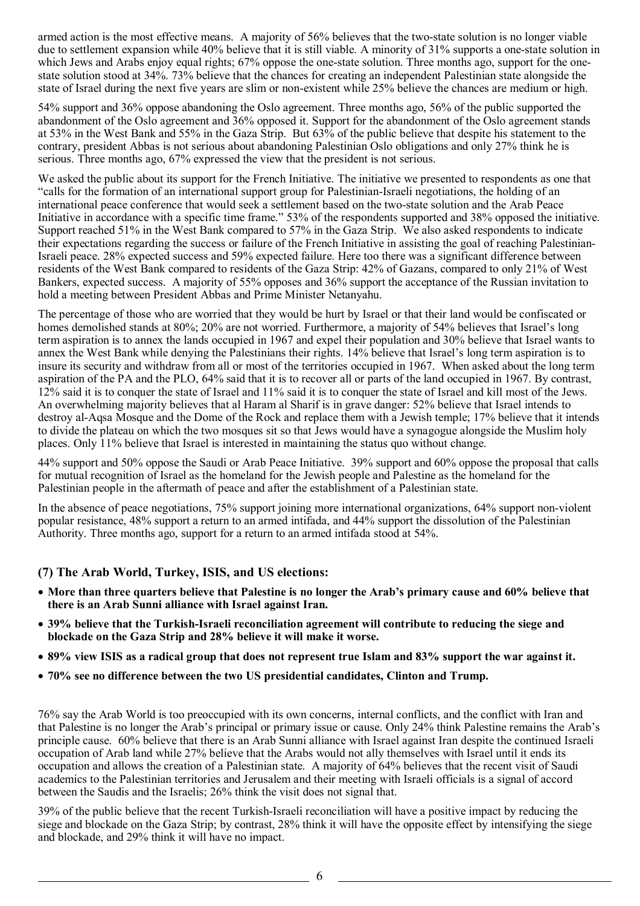armed action is the most effective means. A majority of 56% believes that the two-state solution is no longer viable due to settlement expansion while 40% believe that it is still viable. A minority of 31% supports a one-state solution in which Jews and Arabs enjoy equal rights; 67% oppose the one-state solution. Three months ago, support for the one-state solution stood at 34%. 73% believe that the chances for creating an independent Palestinian state alongside the state of Israel during the next five years are slim or non-existent while 25% believe the chances are medium or high.

54% support and 36% oppose abandoning the Oslo agreement. Three months ago, 56% of the public supported the abandonment of the Oslo agreement and 36% opposed it. Support for the abandonment of the Oslo agreement stands at 53% in the West Bank and 55% in the Gaza Strip. But 63% of the public believe that despite his statement to the contrary, president Abbas is not serious about abandoning Palestinian Oslo obligations and only 27% think he is serious. Three months ago, 67% expressed the view that the president is not serious.

We asked the public about its support for the French Initiative. The initiative we presented to respondents as one that "calls for the formation of an international support group for Palestinian-Israeli negotiations, the holding of an international peace conference that would seek a settlement based on the two-state solution and the Arab Peace Initiative in accordance with a specific time frame." 53% of the respondents supported and 38% opposed the initiative. Support reached 51% in the West Bank compared to 57% in the Gaza Strip. We also asked respondents to indicate their expectations regarding the success or failure of the French Initiative in assisting the goal of reaching Palestinian-Israeli peace. 28% expected success and 59% expected failure. Here too there was a significant difference between residents of the West Bank compared to residents of the Gaza Strip: 42% of Gazans, compared to only 21% of West Bankers, expected success. A majority of 55% opposes and 36% support the acceptance of the Russian invitation to hold a meeting between President Abbas and Prime Minister Netanyahu.

The percentage of those who are worried that they would be hurt by Israel or that their land would be confiscated or homes demolished stands at 80%; 20% are not worried. Furthermore, a majority of 54% believes that Israel's long term aspiration is to annex the lands occupied in 1967 and expel their population and 30% believe that Israel wants to annex the West Bank while denying the Palestinians their rights. 14% believe that Israel's long term aspiration is to insure its security and withdraw from all or most of the territories occupied in 1967. When asked about the long term aspiration of the PA and the PLO, 64% said that it is to recover all or parts of the land occupied in 1967. By contrast, 12% said it is to conquer the state of Israel and 11% said it is to conquer the state of Israel and kill most of the Jews. An overwhelming majority believes that al Haram al Sharif is in grave danger: 52% believe that Israel intends to destroy al-Aqsa Mosque and the Dome of the Rock and replace them with a Jewish temple; 17% believe that it intends to divide the plateau on which the two mosques sit so that Jews would have a synagogue alongside the Muslim holy places. Only 11% believe that Israel is interested in maintaining the status quo without change.

44% support and 50% oppose the Saudi or Arab Peace Initiative. 39% support and 60% oppose the proposal that calls for mutual recognition of Israel as the homeland for the Jewish people and Palestine as the homeland for the Palestinian people in the aftermath of peace and after the establishment of a Palestinian state.

In the absence of peace negotiations, 75% support joining more international organizations, 64% support non-violent popular resistance, 48% support a return to an armed intifada, and 44% support the dissolution of the Palestinian Authority. Three months ago, support for a return to an armed intifada stood at 54%.

### (7) The Arab World, Turkey, ISIS, and US elections:

- **More than three quarters believe that Palestine is no longer the Arab's primary cause and 60% believe that there is an Arab Sunni alliance with Israel against Iran.**
- **39% believe that the Turkish-Israeli reconciliation agreement will contribute to reducing the siege and blockade on the Gaza Strip and 28% believe it will make it worse.**
- **89% view ISIS as a radical group that does not represent true Islam and 83% support the war against it.**
- **70% see no difference between the two US presidential candidates, Clinton and Trump.**

76% say the Arab World is too preoccupied with its own concerns, internal conflicts, and the conflict with Iran and that Palestine is no longer the Arab's principal or primary issue or cause. Only 24% think Palestine remains the Arab's principle cause. 60% believe that there is an Arab Sunni alliance with Israel against Iran despite the continued Israeli occupation of Arab land while 27% believe that the Arabs would not ally themselves with Israel until it ends its occupation and allows the creation of a Palestinian state. A majority of 64% believes that the recent visit of Saudi academics to the Palestinian territories and Jerusalem and their meeting with Israeli officials is a signal of accord between the Saudis and the Israelis; 26% think the visit does not signal that.

39% of the public believe that the recent Turkish-Israeli reconciliation will have a positive impact by reducing the siege and blockade on the Gaza Strip; by contrast, 28% think it will have the opposite effect by intensifying the siege and blockade, and 29% think it will have no impact.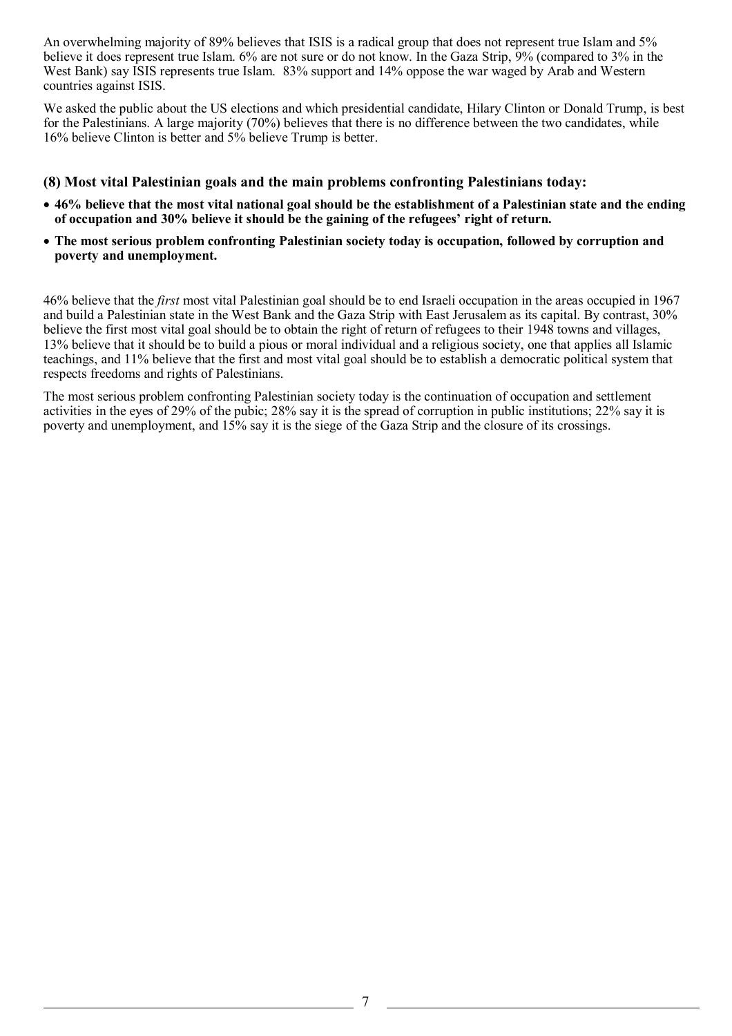An overwhelming majority of 89% believes that ISIS is a radical group that does not represent true Islam and 5% believe it does represent true Islam. 6% are not sure or do not know. In the Gaza Strip, 9% (compared to 3% in the West Bank) say ISIS represents true Islam.  83% support and 14% oppose the war waged by Arab and Western countries against ISIS.

We asked the public about the US elections and which presidential candidate, Hilary Clinton or Donald Trump, is best for the Palestinians. A large majority (70%) believes that there is no difference between the two candidates, while 16% believe Clinton is better and 5% believe Trump is better.

### (8) Most vital Palestinian goals and the main problems confronting Palestinians today:

- **46% believe that the most vital national goal should be the establishment of a Palestinian state and the ending of occupation and 30% believe it should be the gaining of the refugees' right of return.**
- **The most serious problem confronting Palestinian society today is occupation, followed by corruption and poverty and unemployment.**

46% believe that the *first* most vital Palestinian goal should be to end Israeli occupation in the areas occupied in 1967 and build a Palestinian state in the West Bank and the Gaza Strip with East Jerusalem as its capital. By contrast, 30% believe the first most vital goal should be to obtain the right of return of refugees to their 1948 towns and villages, 13% believe that it should be to build a pious or moral individual and a religious society, one that applies all Islamic teachings, and 11% believe that the first and most vital goal should be to establish a democratic political system that respects freedoms and rights of Palestinians.

The most serious problem confronting Palestinian society today is the continuation of occupation and settlement activities in the eyes of 29% of the pubic; 28% say it is the spread of corruption in public institutions; 22% say it is poverty and unemployment, and 15% say it is the siege of the Gaza Strip and the closure of its crossings.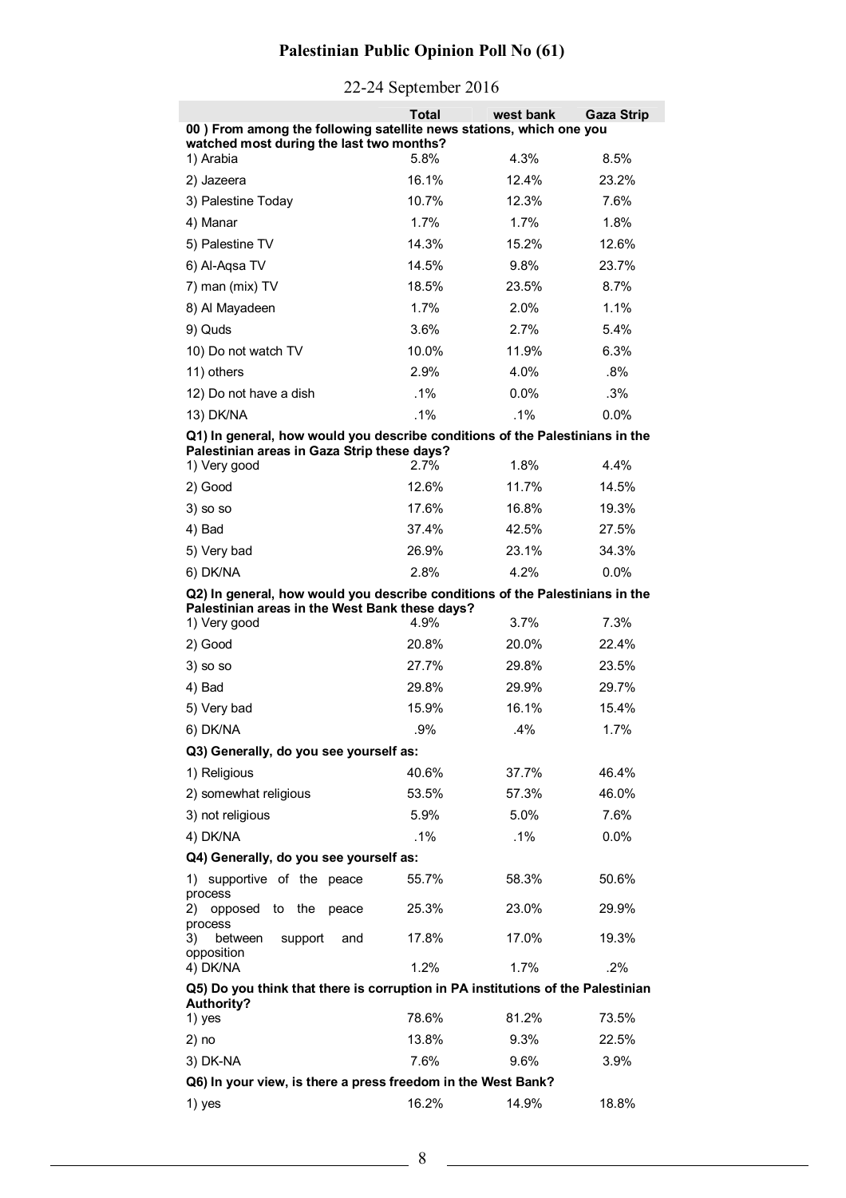## Palestinian Public Opinion Poll No (61)

22-24 September 2016

| | Total | west bank | Gaza Strip |
|---|---|---|---|
| **00 ) From among the following satellite news stations, which one you watched most during the last two months?** | | | |
| 1) Arabia | 5.8% | 4.3% | 8.5% |
| 2) Jazeera | 16.1% | 12.4% | 23.2% |
| 3) Palestine Today | 10.7% | 12.3% | 7.6% |
| 4) Manar | 1.7% | 1.7% | 1.8% |
| 5) Palestine TV | 14.3% | 15.2% | 12.6% |
| 6) Al-Aqsa TV | 14.5% | 9.8% | 23.7% |
| 7) man (mix) TV | 18.5% | 23.5% | 8.7% |
| 8) Al Mayadeen | 1.7% | 2.0% | 1.1% |
| 9) Quds | 3.6% | 2.7% | 5.4% |
| 10) Do not watch TV | 10.0% | 11.9% | 6.3% |
| 11) others | 2.9% | 4.0% | .8% |
| 12) Do not have a dish | .1% | 0.0% | .3% |
| 13) DK/NA | .1% | .1% | 0.0% |
| **Q1) In general, how would you describe conditions of the Palestinians in the Palestinian areas in Gaza Strip these days?** | | | |
| 1) Very good | 2.7% | 1.8% | 4.4% |
| 2) Good | 12.6% | 11.7% | 14.5% |
| 3) so so | 17.6% | 16.8% | 19.3% |
| 4) Bad | 37.4% | 42.5% | 27.5% |
| 5) Very bad | 26.9% | 23.1% | 34.3% |
| 6) DK/NA | 2.8% | 4.2% | 0.0% |
| **Q2) In general, how would you describe conditions of the Palestinians in the Palestinian areas in the West Bank these days?** | | | |
| 1) Very good | 4.9% | 3.7% | 7.3% |
| 2) Good | 20.8% | 20.0% | 22.4% |
| 3) so so | 27.7% | 29.8% | 23.5% |
| 4) Bad | 29.8% | 29.9% | 29.7% |
| 5) Very bad | 15.9% | 16.1% | 15.4% |
| 6) DK/NA | .9% | .4% | 1.7% |
| **Q3) Generally, do you see yourself as:** | | | |
| 1) Religious | 40.6% | 37.7% | 46.4% |
| 2) somewhat religious | 53.5% | 57.3% | 46.0% |
| 3) not religious | 5.9% | 5.0% | 7.6% |
| 4) DK/NA | .1% | .1% | 0.0% |
| **Q4) Generally, do you see yourself as:** | | | |
| 1) supportive of the peace process | 55.7% | 58.3% | 50.6% |
| 2) opposed to the peace process | 25.3% | 23.0% | 29.9% |
| 3) between support and opposition | 17.8% | 17.0% | 19.3% |
| 4) DK/NA | 1.2% | 1.7% | .2% |
| **Q5) Do you think that there is corruption in PA institutions of the Palestinian Authority?** | | | |
| 1) yes | 78.6% | 81.2% | 73.5% |
| 2) no | 13.8% | 9.3% | 22.5% |
| 3) DK-NA | 7.6% | 9.6% | 3.9% |
| **Q6) In your view, is there a press freedom in the West Bank?** | | | |
| 1) yes | 16.2% | 14.9% | 18.8% |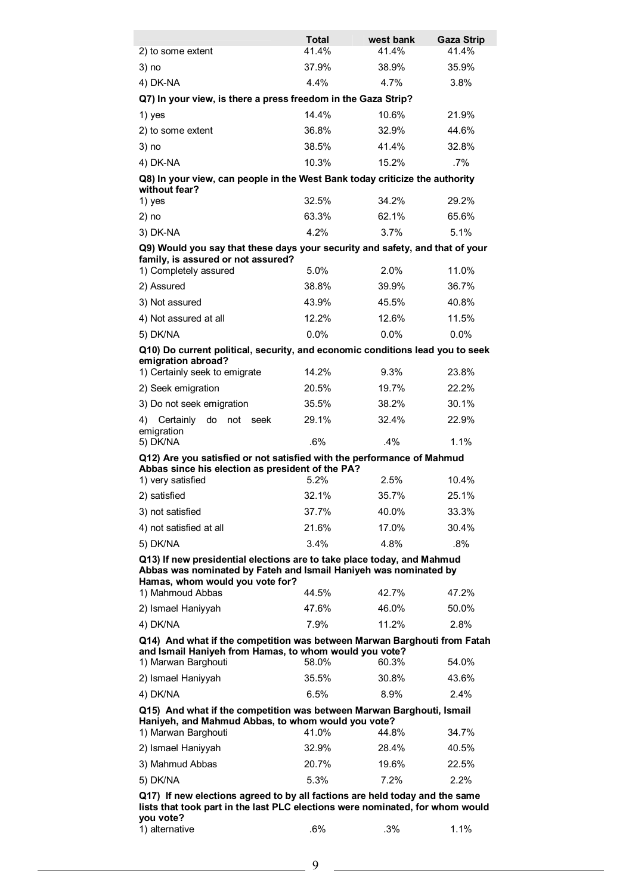| | Total | west bank | Gaza Strip |
|---|---|---|---|
| 2) to some extent | 41.4% | 41.4% | 41.4% |
| 3) no | 37.9% | 38.9% | 35.9% |
| 4) DK-NA | 4.4% | 4.7% | 3.8% |
| **Q7) In your view, is there a press freedom in the Gaza Strip?** | | | |
| 1) yes | 14.4% | 10.6% | 21.9% |
| 2) to some extent | 36.8% | 32.9% | 44.6% |
| 3) no | 38.5% | 41.4% | 32.8% |
| 4) DK-NA | 10.3% | 15.2% | .7% |
| **Q8) In your view, can people in the West Bank today criticize the authority without fear?** | | | |
| 1) yes | 32.5% | 34.2% | 29.2% |
| 2) no | 63.3% | 62.1% | 65.6% |
| 3) DK-NA | 4.2% | 3.7% | 5.1% |
| **Q9) Would you say that these days your security and safety, and that of your family, is assured or not assured?** | | | |
| 1) Completely assured | 5.0% | 2.0% | 11.0% |
| 2) Assured | 38.8% | 39.9% | 36.7% |
| 3) Not assured | 43.9% | 45.5% | 40.8% |
| 4) Not assured at all | 12.2% | 12.6% | 11.5% |
| 5) DK/NA | 0.0% | 0.0% | 0.0% |
| **Q10) Do current political, security, and economic conditions lead you to seek emigration abroad?** | | | |
| 1) Certainly seek to emigrate | 14.2% | 9.3% | 23.8% |
| 2) Seek emigration | 20.5% | 19.7% | 22.2% |
| 3) Do not seek emigration | 35.5% | 38.2% | 30.1% |
| 4) Certainly do not seek emigration | 29.1% | 32.4% | 22.9% |
| 5) DK/NA | .6% | .4% | 1.1% |
| **Q12) Are you satisfied or not satisfied with the performance of Mahmud Abbas since his election as president of the PA?** | | | |
| 1) very satisfied | 5.2% | 2.5% | 10.4% |
| 2) satisfied | 32.1% | 35.7% | 25.1% |
| 3) not satisfied | 37.7% | 40.0% | 33.3% |
| 4) not satisfied at all | 21.6% | 17.0% | 30.4% |
| 5) DK/NA | 3.4% | 4.8% | .8% |
| **Q13) If new presidential elections are to take place today, and Mahmud Abbas was nominated by Fateh and Ismail Haniyeh was nominated by Hamas, whom would you vote for?** | | | |
| 1) Mahmoud Abbas | 44.5% | 42.7% | 47.2% |
| 2) Ismael Haniyyah | 47.6% | 46.0% | 50.0% |
| 4) DK/NA | 7.9% | 11.2% | 2.8% |
| **Q14) And what if the competition was between Marwan Barghouti from Fatah and Ismail Haniyeh from Hamas, to whom would you vote?** | | | |
| 1) Marwan Barghouti | 58.0% | 60.3% | 54.0% |
| 2) Ismael Haniyyah | 35.5% | 30.8% | 43.6% |
| 4) DK/NA | 6.5% | 8.9% | 2.4% |
| **Q15) And what if the competition was between Marwan Barghouti, Ismail Haniyeh, and Mahmud Abbas, to whom would you vote?** | | | |
| 1) Marwan Barghouti | 41.0% | 44.8% | 34.7% |
| 2) Ismael Haniyyah | 32.9% | 28.4% | 40.5% |
| 3) Mahmud Abbas | 20.7% | 19.6% | 22.5% |
| 5) DK/NA | 5.3% | 7.2% | 2.2% |
| **Q17) If new elections agreed to by all factions are held today and the same lists that took part in the last PLC elections were nominated, for whom would you vote?** | | | |
| 1) alternative | .6% | .3% | 1.1% |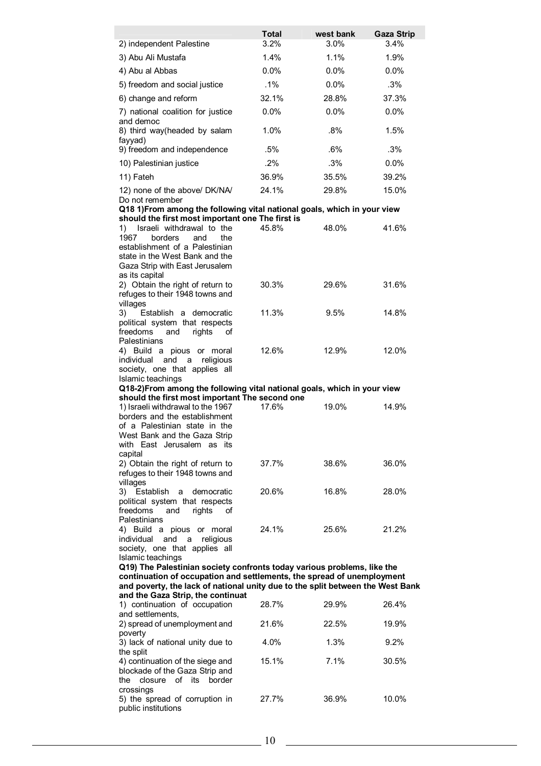| | Total | west bank | Gaza Strip |
|---|---|---|---|
| 2) independent Palestine | 3.2% | 3.0% | 3.4% |
| 3) Abu Ali Mustafa | 1.4% | 1.1% | 1.9% |
| 4) Abu al Abbas | 0.0% | 0.0% | 0.0% |
| 5) freedom and social justice | .1% | 0.0% | .3% |
| 6) change and reform | 32.1% | 28.8% | 37.3% |
| 7) national coalition for justice and democ | 0.0% | 0.0% | 0.0% |
| 8) third way(headed by salam fayyad) | 1.0% | .8% | 1.5% |
| 9) freedom and independence | .5% | .6% | .3% |
| 10) Palestinian justice | .2% | .3% | 0.0% |
| 11) Fateh | 36.9% | 35.5% | 39.2% |
| 12) none of the above/ DK/NA/ Do not remember | 24.1% | 29.8% | 15.0% |
| **Q18 1)From among the following vital national goals, which in your view should the first most important one The first is** | | | |
| 1) Israeli withdrawal to the 1967 borders and the establishment of a Palestinian state in the West Bank and the Gaza Strip with East Jerusalem as its capital | 45.8% | 48.0% | 41.6% |
| 2) Obtain the right of return to refuges to their 1948 towns and villages | 30.3% | 29.6% | 31.6% |
| 3) Establish a democratic political system that respects freedoms and rights of Palestinians | 11.3% | 9.5% | 14.8% |
| 4) Build a pious or moral individual and a religious society, one that applies all Islamic teachings | 12.6% | 12.9% | 12.0% |
| **Q18-2)From among the following vital national goals, which in your view should the first most important The second one** | | | |
| 1) Israeli withdrawal to the 1967 borders and the establishment of a Palestinian state in the West Bank and the Gaza Strip with East Jerusalem as its capital | 17.6% | 19.0% | 14.9% |
| 2) Obtain the right of return to refuges to their 1948 towns and villages | 37.7% | 38.6% | 36.0% |
| 3) Establish a democratic political system that respects freedoms and rights of Palestinians | 20.6% | 16.8% | 28.0% |
| 4) Build a pious or moral individual and a religious society, one that applies all Islamic teachings | 24.1% | 25.6% | 21.2% |
| **Q19) The Palestinian society confronts today various problems, like the continuation of occupation and settlements, the spread of unemployment and poverty, the lack of national unity due to the split between the West Bank and the Gaza Strip, the continuat** | | | |
| 1) continuation of occupation and settlements, | 28.7% | 29.9% | 26.4% |
| 2) spread of unemployment and poverty | 21.6% | 22.5% | 19.9% |
| 3) lack of national unity due to the split | 4.0% | 1.3% | 9.2% |
| 4) continuation of the siege and blockade of the Gaza Strip and the closure of its border crossings | 15.1% | 7.1% | 30.5% |
| 5) the spread of corruption in public institutions | 27.7% | 36.9% | 10.0% |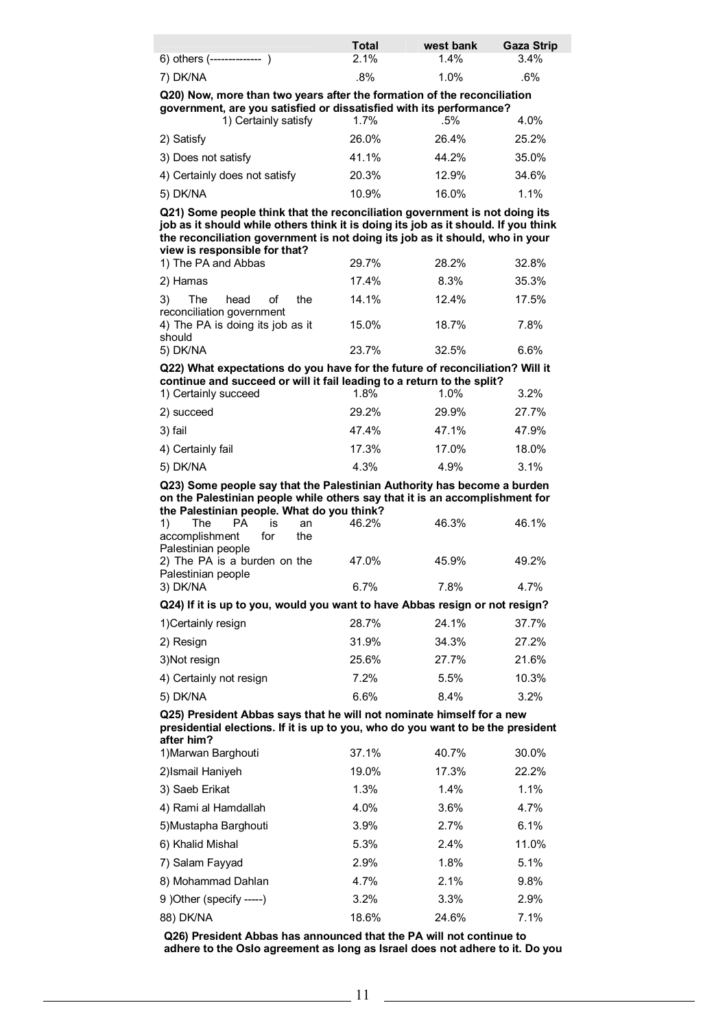| | Total | west bank | Gaza Strip |
|---|---|---|---|
| 6) others (-------------- ) | 2.1% | 1.4% | 3.4% |
| 7) DK/NA | .8% | 1.0% | .6% |

**Q20) Now, more than two years after the formation of the reconciliation government, are you satisfied or dissatisfied with its performance?**

| | Total | west bank | Gaza Strip |
|---|---|---|---|
| 1) Certainly satisfy | 1.7% | .5% | 4.0% |
| 2) Satisfy | 26.0% | 26.4% | 25.2% |
| 3) Does not satisfy | 41.1% | 44.2% | 35.0% |
| 4) Certainly does not satisfy | 20.3% | 12.9% | 34.6% |
| 5) DK/NA | 10.9% | 16.0% | 1.1% |

**Q21) Some people think that the reconciliation government is not doing its job as it should while others think it is doing its job as it should. If you think the reconciliation government is not doing its job as it should, who in your view is responsible for that?**

| | Total | west bank | Gaza Strip |
|---|---|---|---|
| 1) The PA and Abbas | 29.7% | 28.2% | 32.8% |
| 2) Hamas | 17.4% | 8.3% | 35.3% |
| 3) The head of the reconciliation government | 14.1% | 12.4% | 17.5% |
| 4) The PA is doing its job as it should | 15.0% | 18.7% | 7.8% |
| 5) DK/NA | 23.7% | 32.5% | 6.6% |

**Q22) What expectations do you have for the future of reconciliation? Will it continue and succeed or will it fail leading to a return to the split?**

| | Total | west bank | Gaza Strip |
|---|---|---|---|
| 1) Certainly succeed | 1.8% | 1.0% | 3.2% |
| 2) succeed | 29.2% | 29.9% | 27.7% |
| 3) fail | 47.4% | 47.1% | 47.9% |
| 4) Certainly fail | 17.3% | 17.0% | 18.0% |
| 5) DK/NA | 4.3% | 4.9% | 3.1% |

**Q23) Some people say that the Palestinian Authority has become a burden on the Palestinian people while others say that it is an accomplishment for the Palestinian people. What do you think?**

| | Total | west bank | Gaza Strip |
|---|---|---|---|
| 1) The PA is an accomplishment for the Palestinian people | 46.2% | 46.3% | 46.1% |
| 2) The PA is a burden on the Palestinian people | 47.0% | 45.9% | 49.2% |
| 3) DK/NA | 6.7% | 7.8% | 4.7% |

**Q24) If it is up to you, would you want to have Abbas resign or not resign?**

| | Total | west bank | Gaza Strip |
|---|---|---|---|
| 1)Certainly resign | 28.7% | 24.1% | 37.7% |
| 2) Resign | 31.9% | 34.3% | 27.2% |
| 3)Not resign | 25.6% | 27.7% | 21.6% |
| 4) Certainly not resign | 7.2% | 5.5% | 10.3% |
| 5) DK/NA | 6.6% | 8.4% | 3.2% |

**Q25) President Abbas says that he will not nominate himself for a new presidential elections. If it is up to you, who do you want to be the president after him?**

| | Total | west bank | Gaza Strip |
|---|---|---|---|
| 1)Marwan Barghouti | 37.1% | 40.7% | 30.0% |
| 2)Ismail Haniyeh | 19.0% | 17.3% | 22.2% |
| 3) Saeb Erikat | 1.3% | 1.4% | 1.1% |
| 4) Rami al Hamdallah | 4.0% | 3.6% | 4.7% |
| 5)Mustapha Barghouti | 3.9% | 2.7% | 6.1% |
| 6) Khalid Mishal | 5.3% | 2.4% | 11.0% |
| 7) Salam Fayyad | 2.9% | 1.8% | 5.1% |
| 8) Mohammad Dahlan | 4.7% | 2.1% | 9.8% |
| 9 )Other (specify -----) | 3.2% | 3.3% | 2.9% |
| 88) DK/NA | 18.6% | 24.6% | 7.1% |

**Q26) President Abbas has announced that the PA will not continue to adhere to the Oslo agreement as long as Israel does not adhere to it. Do you**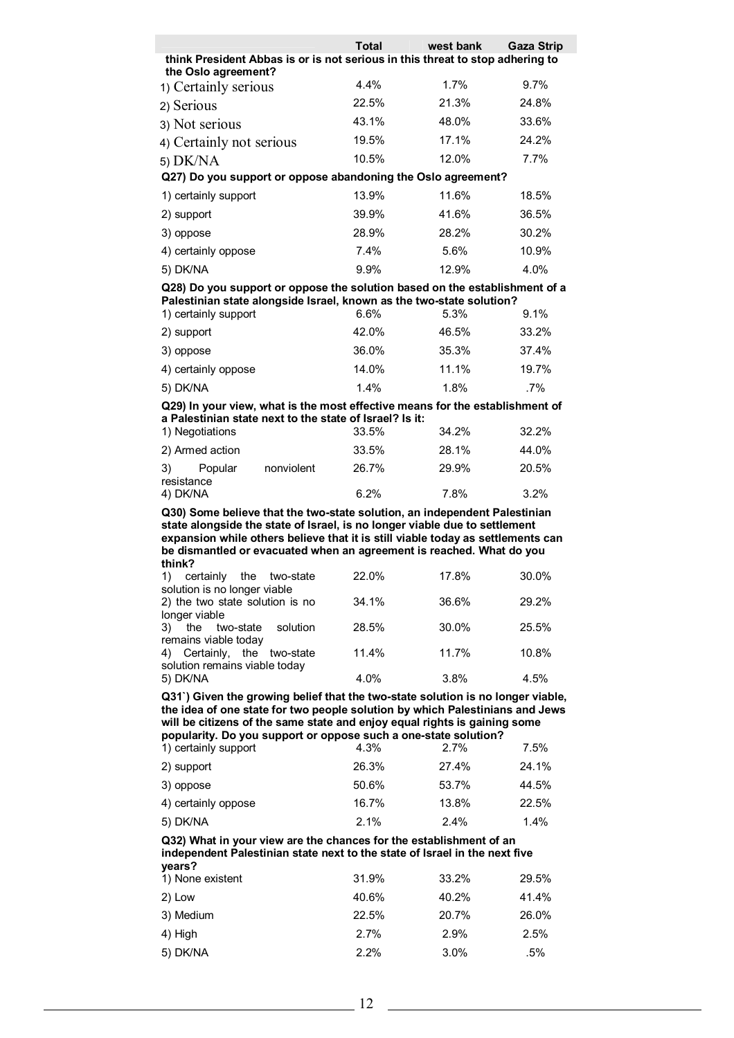| | Total | west bank | Gaza Strip |
|---|---|---|---|
| **think President Abbas is or is not serious in this threat to stop adhering to the Oslo agreement?** | | | |
| 1) Certainly serious | 4.4% | 1.7% | 9.7% |
| 2) Serious | 22.5% | 21.3% | 24.8% |
| 3) Not serious | 43.1% | 48.0% | 33.6% |
| 4) Certainly not serious | 19.5% | 17.1% | 24.2% |
| 5) DK/NA | 10.5% | 12.0% | 7.7% |
| **Q27) Do you support or oppose abandoning the Oslo agreement?** | | | |
| 1) certainly support | 13.9% | 11.6% | 18.5% |
| 2) support | 39.9% | 41.6% | 36.5% |
| 3) oppose | 28.9% | 28.2% | 30.2% |
| 4) certainly oppose | 7.4% | 5.6% | 10.9% |
| 5) DK/NA | 9.9% | 12.9% | 4.0% |
| **Q28) Do you support or oppose the solution based on the establishment of a Palestinian state alongside Israel, known as the two-state solution?** | | | |
| 1) certainly support | 6.6% | 5.3% | 9.1% |
| 2) support | 42.0% | 46.5% | 33.2% |
| 3) oppose | 36.0% | 35.3% | 37.4% |
| 4) certainly oppose | 14.0% | 11.1% | 19.7% |
| 5) DK/NA | 1.4% | 1.8% | .7% |
| **Q29) In your view, what is the most effective means for the establishment of a Palestinian state next to the state of Israel? Is it:** | | | |
| 1) Negotiations | 33.5% | 34.2% | 32.2% |
| 2) Armed action | 33.5% | 28.1% | 44.0% |
| 3) Popular nonviolent resistance | 26.7% | 29.9% | 20.5% |
| 4) DK/NA | 6.2% | 7.8% | 3.2% |
| **Q30) Some believe that the two-state solution, an independent Palestinian state alongside the state of Israel, is no longer viable due to settlement expansion while others believe that it is still viable today as settlements can be dismantled or evacuated when an agreement is reached. What do you think?** | | | |
| 1) certainly the two-state solution is no longer viable | 22.0% | 17.8% | 30.0% |
| 2) the two state solution is no longer viable | 34.1% | 36.6% | 29.2% |
| 3) the two-state solution remains viable today | 28.5% | 30.0% | 25.5% |
| 4) Certainly, the two-state solution remains viable today | 11.4% | 11.7% | 10.8% |
| 5) DK/NA | 4.0% | 3.8% | 4.5% |
| **Q31`) Given the growing belief that the two-state solution is no longer viable, the idea of one state for two people solution by which Palestinians and Jews will be citizens of the same state and enjoy equal rights is gaining some popularity. Do you support or oppose such a one-state solution?** | | | |
| 1) certainly support | 4.3% | 2.7% | 7.5% |
| 2) support | 26.3% | 27.4% | 24.1% |
| 3) oppose | 50.6% | 53.7% | 44.5% |
| 4) certainly oppose | 16.7% | 13.8% | 22.5% |
| 5) DK/NA | 2.1% | 2.4% | 1.4% |
| **Q32) What in your view are the chances for the establishment of an independent Palestinian state next to the state of Israel in the next five years?** | | | |
| 1) None existent | 31.9% | 33.2% | 29.5% |
| 2) Low | 40.6% | 40.2% | 41.4% |
| 3) Medium | 22.5% | 20.7% | 26.0% |
| 4) High | 2.7% | 2.9% | 2.5% |
| 5) DK/NA | 2.2% | 3.0% | .5% |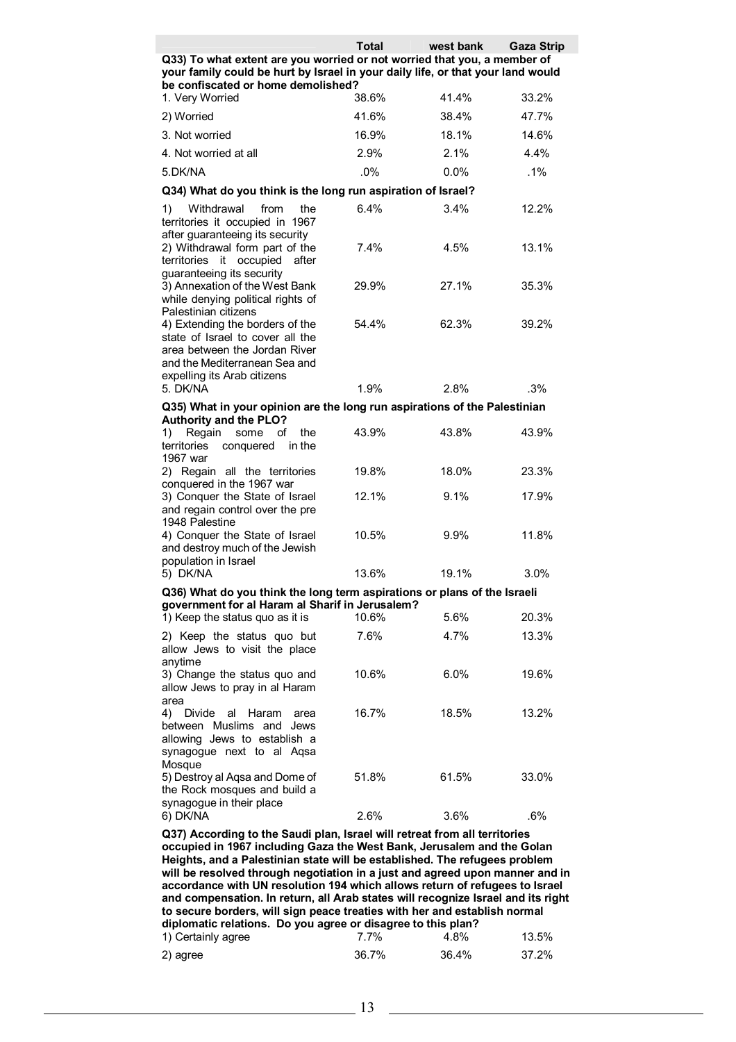| | Total | west bank | Gaza Strip |
|---|---|---|---|
| **Q33) To what extent are you worried or not worried that you, a member of your family could be hurt by Israel in your daily life, or that your land would be confiscated or home demolished?** | | | |
| 1. Very Worried | 38.6% | 41.4% | 33.2% |
| 2) Worried | 41.6% | 38.4% | 47.7% |
| 3. Not worried | 16.9% | 18.1% | 14.6% |
| 4. Not worried at all | 2.9% | 2.1% | 4.4% |
| 5.DK/NA | .0% | 0.0% | .1% |
| **Q34) What do you think is the long run aspiration of Israel?** | | | |
| 1) Withdrawal from the territories it occupied in 1967 after guaranteeing its security | 6.4% | 3.4% | 12.2% |
| 2) Withdrawal form part of the territories it occupied after guaranteeing its security | 7.4% | 4.5% | 13.1% |
| 3) Annexation of the West Bank while denying political rights of Palestinian citizens | 29.9% | 27.1% | 35.3% |
| 4) Extending the borders of the state of Israel to cover all the area between the Jordan River and the Mediterranean Sea and expelling its Arab citizens | 54.4% | 62.3% | 39.2% |
| 5. DK/NA | 1.9% | 2.8% | .3% |
| **Q35) What in your opinion are the long run aspirations of the Palestinian Authority and the PLO?** | | | |
| 1) Regain some of the territories conquered in the 1967 war | 43.9% | 43.8% | 43.9% |
| 2) Regain all the territories conquered in the 1967 war | 19.8% | 18.0% | 23.3% |
| 3) Conquer the State of Israel and regain control over the pre 1948 Palestine | 12.1% | 9.1% | 17.9% |
| 4) Conquer the State of Israel and destroy much of the Jewish population in Israel | 10.5% | 9.9% | 11.8% |
| 5) DK/NA | 13.6% | 19.1% | 3.0% |
| **Q36) What do you think the long term aspirations or plans of the Israeli government for al Haram al Sharif in Jerusalem?** | | | |
| 1) Keep the status quo as it is | 10.6% | 5.6% | 20.3% |
| 2) Keep the status quo but allow Jews to visit the place anytime | 7.6% | 4.7% | 13.3% |
| 3) Change the status quo and allow Jews to pray in al Haram area | 10.6% | 6.0% | 19.6% |
| 4) Divide al Haram area between Muslims and Jews allowing Jews to establish a synagogue next to al Aqsa Mosque | 16.7% | 18.5% | 13.2% |
| 5) Destroy al Aqsa and Dome of the Rock mosques and build a synagogue in their place | 51.8% | 61.5% | 33.0% |
| 6) DK/NA | 2.6% | 3.6% | .6% |
| **Q37) According to the Saudi plan, Israel will retreat from all territories occupied in 1967 including Gaza the West Bank, Jerusalem and the Golan Heights, and a Palestinian state will be established. The refugees problem will be resolved through negotiation in a just and agreed upon manner and in accordance with UN resolution 194 which allows return of refugees to Israel and compensation. In return, all Arab states will recognize Israel and its right to secure borders, will sign peace treaties with her and establish normal diplomatic relations. Do you agree or disagree to this plan?** | | | |
| 1) Certainly agree | 7.7% | 4.8% | 13.5% |
| 2) agree | 36.7% | 36.4% | 37.2% |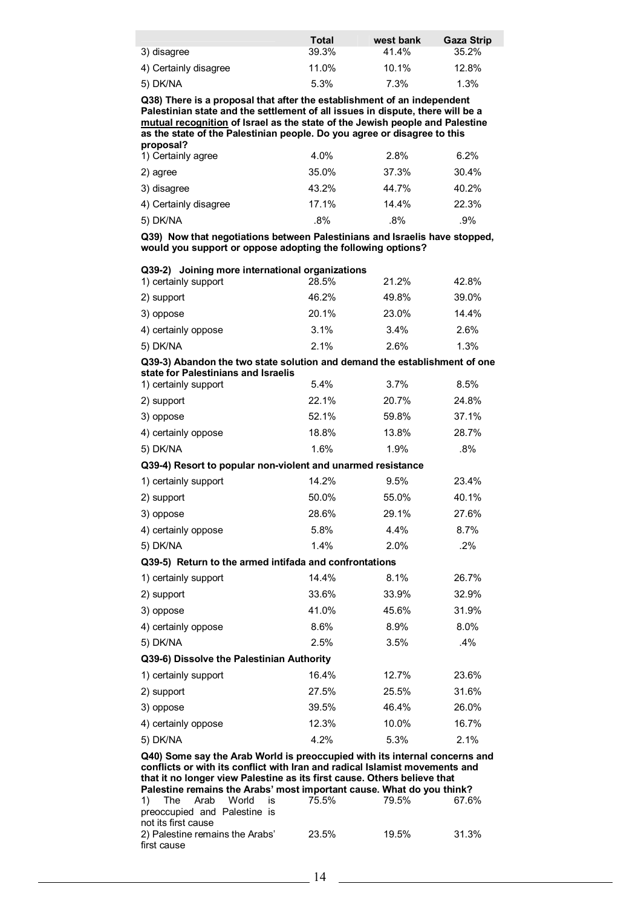| | Total | west bank | Gaza Strip |
|---|---|---|---|
| 3) disagree | 39.3% | 41.4% | 35.2% |
| 4) Certainly disagree | 11.0% | 10.1% | 12.8% |
| 5) DK/NA | 5.3% | 7.3% | 1.3% |

**Q38) There is a proposal that after the establishment of an independent Palestinian state and the settlement of all issues in dispute, there will be a mutual recognition of Israel as the state of the Jewish people and Palestine as the state of the Palestinian people. Do you agree or disagree to this proposal?**

| | Total | west bank | Gaza Strip |
|---|---|---|---|
| 1) Certainly agree | 4.0% | 2.8% | 6.2% |
| 2) agree | 35.0% | 37.3% | 30.4% |
| 3) disagree | 43.2% | 44.7% | 40.2% |
| 4) Certainly disagree | 17.1% | 14.4% | 22.3% |
| 5) DK/NA | .8% | .8% | .9% |

**Q39) Now that negotiations between Palestinians and Israelis have stopped, would you support or oppose adopting the following options?**

**Q39-2) Joining more international organizations**

| | Total | west bank | Gaza Strip |
|---|---|---|---|
| 1) certainly support | 28.5% | 21.2% | 42.8% |
| 2) support | 46.2% | 49.8% | 39.0% |
| 3) oppose | 20.1% | 23.0% | 14.4% |
| 4) certainly oppose | 3.1% | 3.4% | 2.6% |
| 5) DK/NA | 2.1% | 2.6% | 1.3% |

**Q39-3) Abandon the two state solution and demand the establishment of one state for Palestinians and Israelis**

| | Total | west bank | Gaza Strip |
|---|---|---|---|
| 1) certainly support | 5.4% | 3.7% | 8.5% |
| 2) support | 22.1% | 20.7% | 24.8% |
| 3) oppose | 52.1% | 59.8% | 37.1% |
| 4) certainly oppose | 18.8% | 13.8% | 28.7% |
| 5) DK/NA | 1.6% | 1.9% | .8% |

**Q39-4) Resort to popular non-violent and unarmed resistance**

| | Total | west bank | Gaza Strip |
|---|---|---|---|
| 1) certainly support | 14.2% | 9.5% | 23.4% |
| 2) support | 50.0% | 55.0% | 40.1% |
| 3) oppose | 28.6% | 29.1% | 27.6% |
| 4) certainly oppose | 5.8% | 4.4% | 8.7% |
| 5) DK/NA | 1.4% | 2.0% | .2% |

**Q39-5) Return to the armed intifada and confrontations**

| | Total | west bank | Gaza Strip |
|---|---|---|---|
| 1) certainly support | 14.4% | 8.1% | 26.7% |
| 2) support | 33.6% | 33.9% | 32.9% |
| 3) oppose | 41.0% | 45.6% | 31.9% |
| 4) certainly oppose | 8.6% | 8.9% | 8.0% |
| 5) DK/NA | 2.5% | 3.5% | .4% |

**Q39-6) Dissolve the Palestinian Authority**

| | Total | west bank | Gaza Strip |
|---|---|---|---|
| 1) certainly support | 16.4% | 12.7% | 23.6% |
| 2) support | 27.5% | 25.5% | 31.6% |
| 3) oppose | 39.5% | 46.4% | 26.0% |
| 4) certainly oppose | 12.3% | 10.0% | 16.7% |
| 5) DK/NA | 4.2% | 5.3% | 2.1% |

**Q40) Some say the Arab World is preoccupied with its internal concerns and conflicts or with its conflict with Iran and radical Islamist movements and that it no longer view Palestine as its first cause. Others believe that Palestine remains the Arabs' most important cause. What do you think?**

| | Total | west bank | Gaza Strip |
|---|---|---|---|
| 1) The Arab World is preoccupied and Palestine is not its first cause | 75.5% | 79.5% | 67.6% |
| 2) Palestine remains the Arabs' first cause | 23.5% | 19.5% | 31.3% |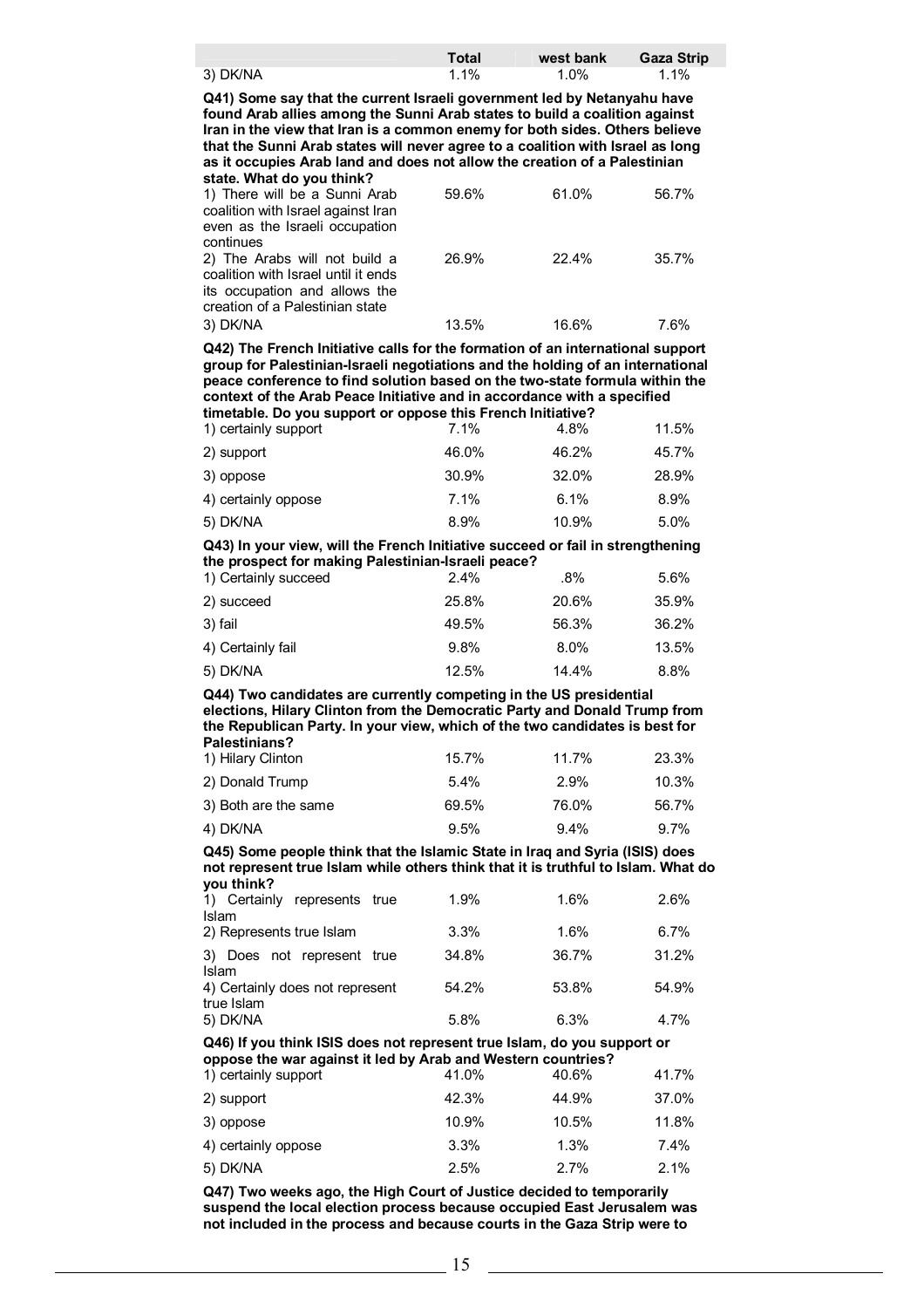| | Total | west bank | Gaza Strip |
|---|---|---|---|
| 3) DK/NA | 1.1% | 1.0% | 1.1% |

**Q41) Some say that the current Israeli government led by Netanyahu have found Arab allies among the Sunni Arab states to build a coalition against Iran in the view that Iran is a common enemy for both sides. Others believe that the Sunni Arab states will never agree to a coalition with Israel as long as it occupies Arab land and does not allow the creation of a Palestinian state. What do you think?**

| | Total | west bank | Gaza Strip |
|---|---|---|---|
| 1) There will be a Sunni Arab coalition with Israel against Iran even as the Israeli occupation continues | 59.6% | 61.0% | 56.7% |
| 2) The Arabs will not build a coalition with Israel until it ends its occupation and allows the creation of a Palestinian state | 26.9% | 22.4% | 35.7% |
| 3) DK/NA | 13.5% | 16.6% | 7.6% |

**Q42) The French Initiative calls for the formation of an international support group for Palestinian-Israeli negotiations and the holding of an international peace conference to find solution based on the two-state formula within the context of the Arab Peace Initiative and in accordance with a specified timetable. Do you support or oppose this French Initiative?**

| | Total | west bank | Gaza Strip |
|---|---|---|---|
| 1) certainly support | 7.1% | 4.8% | 11.5% |
| 2) support | 46.0% | 46.2% | 45.7% |
| 3) oppose | 30.9% | 32.0% | 28.9% |
| 4) certainly oppose | 7.1% | 6.1% | 8.9% |
| 5) DK/NA | 8.9% | 10.9% | 5.0% |

**Q43) In your view, will the French Initiative succeed or fail in strengthening the prospect for making Palestinian-Israeli peace?**

| | Total | west bank | Gaza Strip |
|---|---|---|---|
| 1) Certainly succeed | 2.4% | .8% | 5.6% |
| 2) succeed | 25.8% | 20.6% | 35.9% |
| 3) fail | 49.5% | 56.3% | 36.2% |
| 4) Certainly fail | 9.8% | 8.0% | 13.5% |
| 5) DK/NA | 12.5% | 14.4% | 8.8% |

**Q44) Two candidates are currently competing in the US presidential elections, Hilary Clinton from the Democratic Party and Donald Trump from the Republican Party. In your view, which of the two candidates is best for Palestinians?**

| | Total | west bank | Gaza Strip |
|---|---|---|---|
| 1) Hilary Clinton | 15.7% | 11.7% | 23.3% |
| 2) Donald Trump | 5.4% | 2.9% | 10.3% |
| 3) Both are the same | 69.5% | 76.0% | 56.7% |
| 4) DK/NA | 9.5% | 9.4% | 9.7% |

**Q45) Some people think that the Islamic State in Iraq and Syria (ISIS) does not represent true Islam while others think that it is truthful to Islam. What do you think?**

| | Total | west bank | Gaza Strip |
|---|---|---|---|
| 1) Certainly represents true Islam | 1.9% | 1.6% | 2.6% |
| 2) Represents true Islam | 3.3% | 1.6% | 6.7% |
| 3) Does not represent true Islam | 34.8% | 36.7% | 31.2% |
| 4) Certainly does not represent true Islam | 54.2% | 53.8% | 54.9% |
| 5) DK/NA | 5.8% | 6.3% | 4.7% |

**Q46) If you think ISIS does not represent true Islam, do you support or oppose the war against it led by Arab and Western countries?**

| | Total | west bank | Gaza Strip |
|---|---|---|---|
| 1) certainly support | 41.0% | 40.6% | 41.7% |
| 2) support | 42.3% | 44.9% | 37.0% |
| 3) oppose | 10.9% | 10.5% | 11.8% |
| 4) certainly oppose | 3.3% | 1.3% | 7.4% |
| 5) DK/NA | 2.5% | 2.7% | 2.1% |

**Q47) Two weeks ago, the High Court of Justice decided to temporarily suspend the local election process because occupied East Jerusalem was not included in the process and because courts in the Gaza Strip were to**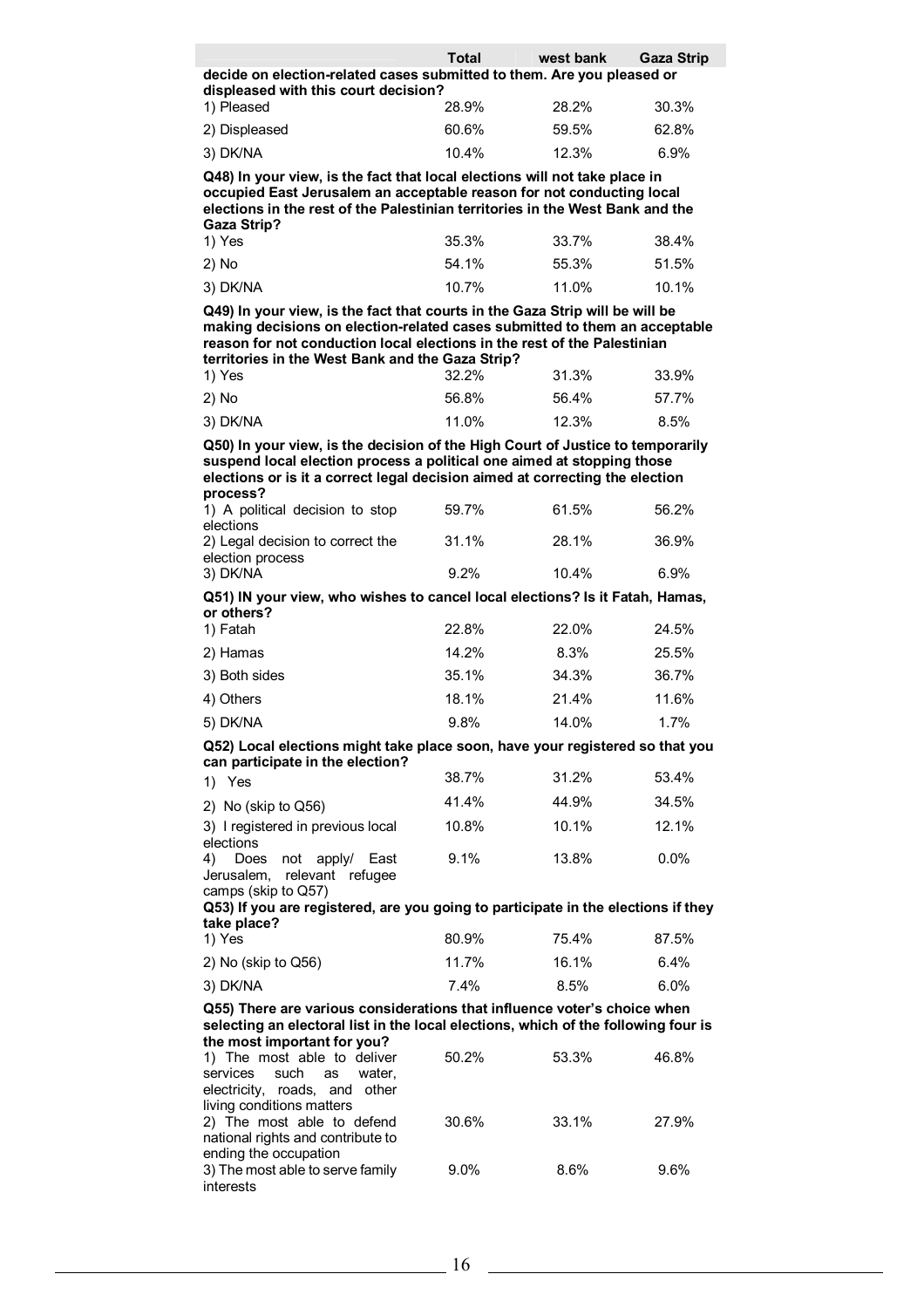| | Total | west bank | Gaza Strip |
|---|---|---|---|
| **decide on election-related cases submitted to them. Are you pleased or displeased with this court decision?** | | | |
| 1) Pleased | 28.9% | 28.2% | 30.3% |
| 2) Displeased | 60.6% | 59.5% | 62.8% |
| 3) DK/NA | 10.4% | 12.3% | 6.9% |
| **Q48) In your view, is the fact that local elections will not take place in occupied East Jerusalem an acceptable reason for not conducting local elections in the rest of the Palestinian territories in the West Bank and the Gaza Strip?** | | | |
| 1) Yes | 35.3% | 33.7% | 38.4% |
| 2) No | 54.1% | 55.3% | 51.5% |
| 3) DK/NA | 10.7% | 11.0% | 10.1% |
| **Q49) In your view, is the fact that courts in the Gaza Strip will be will be making decisions on election-related cases submitted to them an acceptable reason for not conduction local elections in the rest of the Palestinian territories in the West Bank and the Gaza Strip?** | | | |
| 1) Yes | 32.2% | 31.3% | 33.9% |
| 2) No | 56.8% | 56.4% | 57.7% |
| 3) DK/NA | 11.0% | 12.3% | 8.5% |
| **Q50) In your view, is the decision of the High Court of Justice to temporarily suspend local election process a political one aimed at stopping those elections or is it a correct legal decision aimed at correcting the election process?** | | | |
| 1) A political decision to stop elections | 59.7% | 61.5% | 56.2% |
| 2) Legal decision to correct the election process | 31.1% | 28.1% | 36.9% |
| 3) DK/NA | 9.2% | 10.4% | 6.9% |
| **Q51) IN your view, who wishes to cancel local elections? Is it Fatah, Hamas, or others?** | | | |
| 1) Fatah | 22.8% | 22.0% | 24.5% |
| 2) Hamas | 14.2% | 8.3% | 25.5% |
| 3) Both sides | 35.1% | 34.3% | 36.7% |
| 4) Others | 18.1% | 21.4% | 11.6% |
| 5) DK/NA | 9.8% | 14.0% | 1.7% |
| **Q52) Local elections might take place soon, have your registered so that you can participate in the election?** | | | |
| 1) Yes | 38.7% | 31.2% | 53.4% |
| 2) No (skip to Q56) | 41.4% | 44.9% | 34.5% |
| 3) I registered in previous local elections | 10.8% | 10.1% | 12.1% |
| 4) Does not apply/ East Jerusalem, relevant refugee camps (skip to Q57) | 9.1% | 13.8% | 0.0% |
| **Q53) If you are registered, are you going to participate in the elections if they take place?** | | | |
| 1) Yes | 80.9% | 75.4% | 87.5% |
| 2) No (skip to Q56) | 11.7% | 16.1% | 6.4% |
| 3) DK/NA | 7.4% | 8.5% | 6.0% |
| **Q55) There are various considerations that influence voter's choice when selecting an electoral list in the local elections, which of the following four is the most important for you?** | | | |
| 1) The most able to deliver services such as water, electricity, roads, and other living conditions matters | 50.2% | 53.3% | 46.8% |
| 2) The most able to defend national rights and contribute to ending the occupation | 30.6% | 33.1% | 27.9% |
| 3) The most able to serve family interests | 9.0% | 8.6% | 9.6% |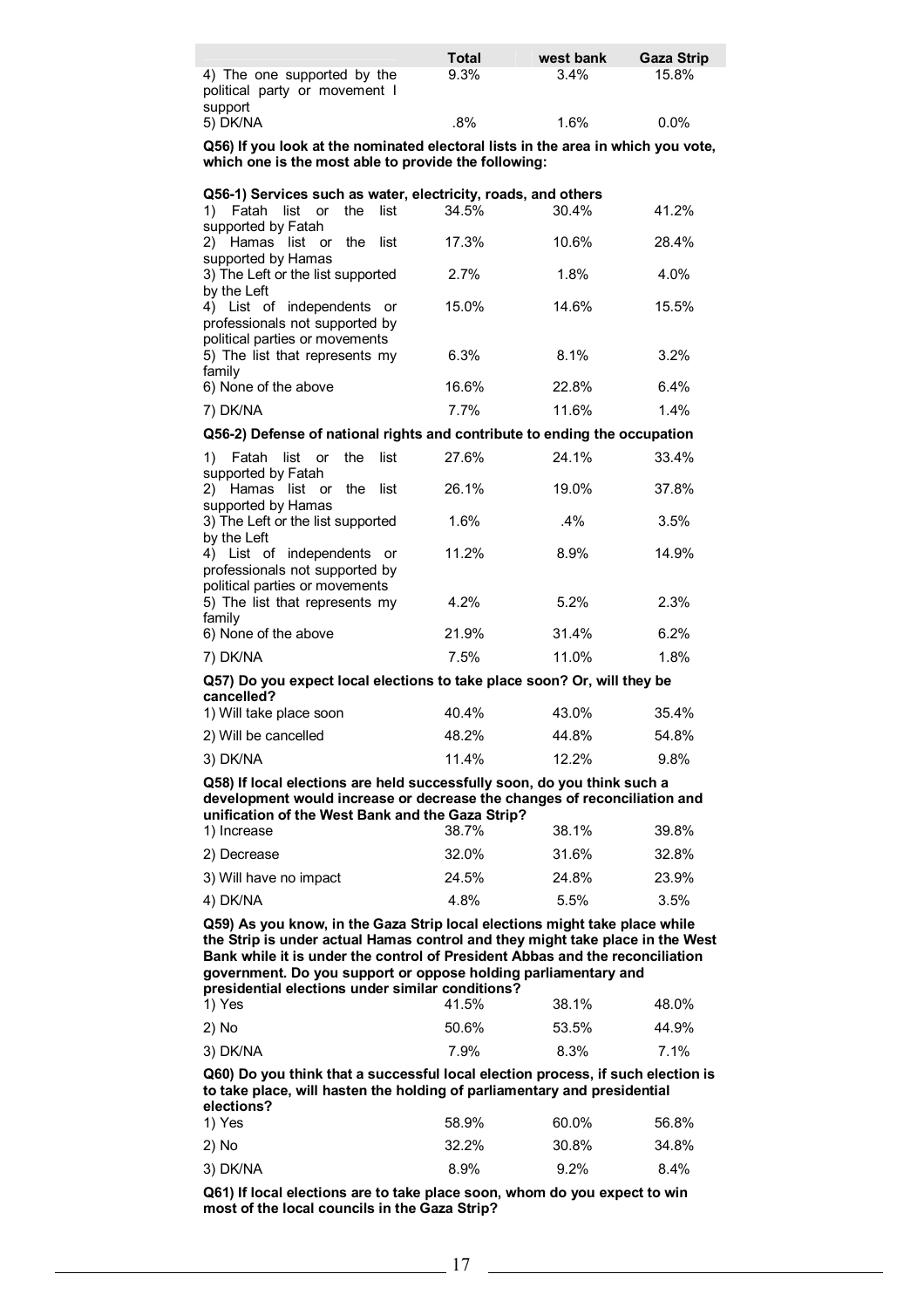| | Total | west bank | Gaza Strip |
|---|---|---|---|
| 4) The one supported by the political party or movement I support | 9.3% | 3.4% | 15.8% |
| 5) DK/NA | .8% | 1.6% | 0.0% |

**Q56) If you look at the nominated electoral lists in the area in which you vote, which one is the most able to provide the following:**

**Q56-1) Services such as water, electricity, roads, and others**

| | Total | west bank | Gaza Strip |
|---|---|---|---|
| 1) Fatah list or the list supported by Fatah | 34.5% | 30.4% | 41.2% |
| 2) Hamas list or the list supported by Hamas | 17.3% | 10.6% | 28.4% |
| 3) The Left or the list supported by the Left | 2.7% | 1.8% | 4.0% |
| 4) List of independents or professionals not supported by political parties or movements | 15.0% | 14.6% | 15.5% |
| 5) The list that represents my family | 6.3% | 8.1% | 3.2% |
| 6) None of the above | 16.6% | 22.8% | 6.4% |
| 7) DK/NA | 7.7% | 11.6% | 1.4% |

**Q56-2) Defense of national rights and contribute to ending the occupation**

| | Total | west bank | Gaza Strip |
|---|---|---|---|
| 1) Fatah list or the list supported by Fatah | 27.6% | 24.1% | 33.4% |
| 2) Hamas list or the list supported by Hamas | 26.1% | 19.0% | 37.8% |
| 3) The Left or the list supported by the Left | 1.6% | .4% | 3.5% |
| 4) List of independents or professionals not supported by political parties or movements | 11.2% | 8.9% | 14.9% |
| 5) The list that represents my family | 4.2% | 5.2% | 2.3% |
| 6) None of the above | 21.9% | 31.4% | 6.2% |
| 7) DK/NA | 7.5% | 11.0% | 1.8% |

**Q57) Do you expect local elections to take place soon? Or, will they be cancelled?**

| | Total | west bank | Gaza Strip |
|---|---|---|---|
| 1) Will take place soon | 40.4% | 43.0% | 35.4% |
| 2) Will be cancelled | 48.2% | 44.8% | 54.8% |
| 3) DK/NA | 11.4% | 12.2% | 9.8% |

**Q58) If local elections are held successfully soon, do you think such a development would increase or decrease the changes of reconciliation and unification of the West Bank and the Gaza Strip?**

| | Total | west bank | Gaza Strip |
|---|---|---|---|
| 1) Increase | 38.7% | 38.1% | 39.8% |
| 2) Decrease | 32.0% | 31.6% | 32.8% |
| 3) Will have no impact | 24.5% | 24.8% | 23.9% |
| 4) DK/NA | 4.8% | 5.5% | 3.5% |

**Q59) As you know, in the Gaza Strip local elections might take place while the Strip is under actual Hamas control and they might take place in the West Bank while it is under the control of President Abbas and the reconciliation government. Do you support or oppose holding parliamentary and presidential elections under similar conditions?**

| | Total | west bank | Gaza Strip |
|---|---|---|---|
| 1) Yes | 41.5% | 38.1% | 48.0% |
| 2) No | 50.6% | 53.5% | 44.9% |
| 3) DK/NA | 7.9% | 8.3% | 7.1% |

**Q60) Do you think that a successful local election process, if such election is to take place, will hasten the holding of parliamentary and presidential elections?**

| | Total | west bank | Gaza Strip |
|---|---|---|---|
| 1) Yes | 58.9% | 60.0% | 56.8% |
| 2) No | 32.2% | 30.8% | 34.8% |
| 3) DK/NA | 8.9% | 9.2% | 8.4% |

**Q61) If local elections are to take place soon, whom do you expect to win most of the local councils in the Gaza Strip?**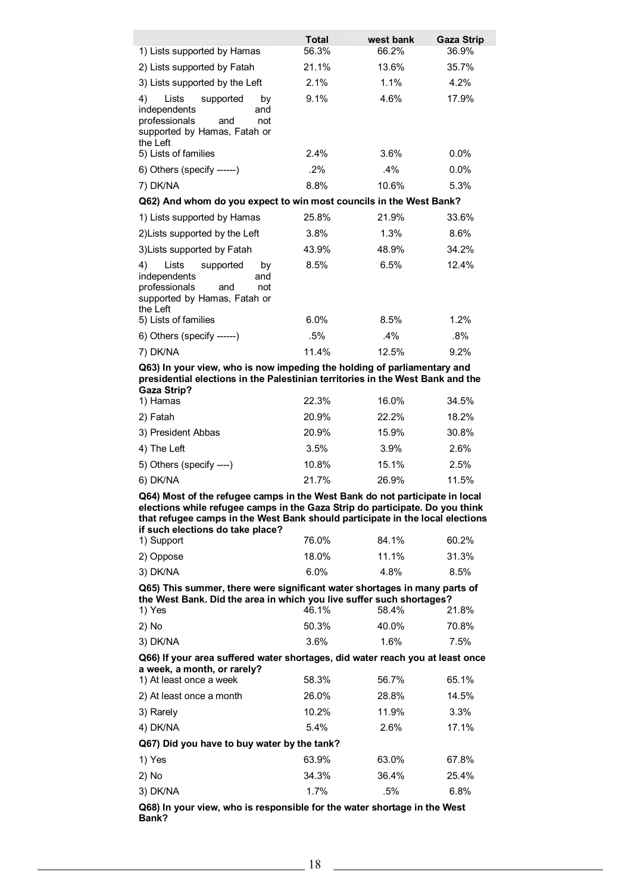| | Total | west bank | Gaza Strip |
|---|---|---|---|
| 1) Lists supported by Hamas | 56.3% | 66.2% | 36.9% |
| 2) Lists supported by Fatah | 21.1% | 13.6% | 35.7% |
| 3) Lists supported by the Left | 2.1% | 1.1% | 4.2% |
| 4) Lists supported by independents and professionals and not supported by Hamas, Fatah or the Left | 9.1% | 4.6% | 17.9% |
| 5) Lists of families | 2.4% | 3.6% | 0.0% |
| 6) Others (specify ------) | .2% | .4% | 0.0% |
| 7) DK/NA | 8.8% | 10.6% | 5.3% |

**Q62) And whom do you expect to win most councils in the West Bank?**

| | Total | west bank | Gaza Strip |
|---|---|---|---|
| 1) Lists supported by Hamas | 25.8% | 21.9% | 33.6% |
| 2)Lists supported by the Left | 3.8% | 1.3% | 8.6% |
| 3)Lists supported by Fatah | 43.9% | 48.9% | 34.2% |
| 4) Lists supported by independents and professionals and not supported by Hamas, Fatah or the Left | 8.5% | 6.5% | 12.4% |
| 5) Lists of families | 6.0% | 8.5% | 1.2% |
| 6) Others (specify ------) | .5% | .4% | .8% |
| 7) DK/NA | 11.4% | 12.5% | 9.2% |

**Q63) In your view, who is now impeding the holding of parliamentary and presidential elections in the Palestinian territories in the West Bank and the Gaza Strip?**

| | Total | west bank | Gaza Strip |
|---|---|---|---|
| 1) Hamas | 22.3% | 16.0% | 34.5% |
| 2) Fatah | 20.9% | 22.2% | 18.2% |
| 3) President Abbas | 20.9% | 15.9% | 30.8% |
| 4) The Left | 3.5% | 3.9% | 2.6% |
| 5) Others (specify ----) | 10.8% | 15.1% | 2.5% |
| 6) DK/NA | 21.7% | 26.9% | 11.5% |

**Q64) Most of the refugee camps in the West Bank do not participate in local elections while refugee camps in the Gaza Strip do participate. Do you think that refugee camps in the West Bank should participate in the local elections if such elections do take place?**

| | Total | west bank | Gaza Strip |
|---|---|---|---|
| 1) Support | 76.0% | 84.1% | 60.2% |
| 2) Oppose | 18.0% | 11.1% | 31.3% |
| 3) DK/NA | 6.0% | 4.8% | 8.5% |

**Q65) This summer, there were significant water shortages in many parts of the West Bank. Did the area in which you live suffer such shortages?**

| | Total | west bank | Gaza Strip |
|---|---|---|---|
| 1) Yes | 46.1% | 58.4% | 21.8% |
| 2) No | 50.3% | 40.0% | 70.8% |
| 3) DK/NA | 3.6% | 1.6% | 7.5% |

**Q66) If your area suffered water shortages, did water reach you at least once a week, a month, or rarely?**

| | Total | west bank | Gaza Strip |
|---|---|---|---|
| 1) At least once a week | 58.3% | 56.7% | 65.1% |
| 2) At least once a month | 26.0% | 28.8% | 14.5% |
| 3) Rarely | 10.2% | 11.9% | 3.3% |
| 4) DK/NA | 5.4% | 2.6% | 17.1% |

**Q67) Did you have to buy water by the tank?**

| | Total | west bank | Gaza Strip |
|---|---|---|---|
| 1) Yes | 63.9% | 63.0% | 67.8% |
| 2) No | 34.3% | 36.4% | 25.4% |
| 3) DK/NA | 1.7% | .5% | 6.8% |

**Q68) In your view, who is responsible for the water shortage in the West Bank?**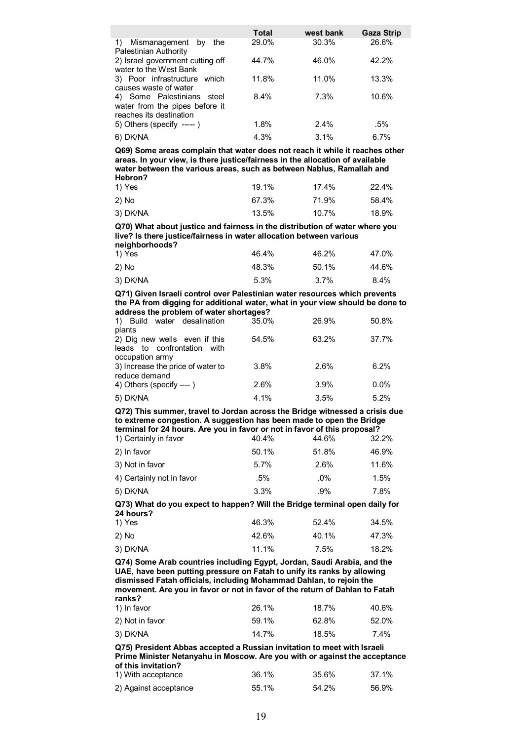| | Total | west bank | Gaza Strip |
|---|---|---|---|
| 1) Mismanagement by the Palestinian Authority | 29.0% | 30.3% | 26.6% |
| 2) Israel government cutting off water to the West Bank | 44.7% | 46.0% | 42.2% |
| 3) Poor infrastructure which causes waste of water | 11.8% | 11.0% | 13.3% |
| 4) Some Palestinians steel water from the pipes before it reaches its destination | 8.4% | 7.3% | 10.6% |
| 5) Others (specify -----) | 1.8% | 2.4% | .5% |
| 6) DK/NA | 4.3% | 3.1% | 6.7% |

**Q69) Some areas complain that water does not reach it while it reaches other areas. In your view, is there justice/fairness in the allocation of available water between the various areas, such as between Nablus, Ramallah and Hebron?**

| | Total | west bank | Gaza Strip |
|---|---|---|---|
| 1) Yes | 19.1% | 17.4% | 22.4% |
| 2) No | 67.3% | 71.9% | 58.4% |
| 3) DK/NA | 13.5% | 10.7% | 18.9% |

**Q70) What about justice and fairness in the distribution of water where you live? Is there justice/fairness in water allocation between various neighborhoods?**

| | Total | west bank | Gaza Strip |
|---|---|---|---|
| 1) Yes | 46.4% | 46.2% | 47.0% |
| 2) No | 48.3% | 50.1% | 44.6% |
| 3) DK/NA | 5.3% | 3.7% | 8.4% |

**Q71) Given Israeli control over Palestinian water resources which prevents the PA from digging for additional water, what in your view should be done to address the problem of water shortages?**

| | Total | west bank | Gaza Strip |
|---|---|---|---|
| 1) Build water desalination plants | 35.0% | 26.9% | 50.8% |
| 2) Dig new wells even if this leads to confrontation with occupation army | 54.5% | 63.2% | 37.7% |
| 3) Increase the price of water to reduce demand | 3.8% | 2.6% | 6.2% |
| 4) Others (specify ----) | 2.6% | 3.9% | 0.0% |
| 5) DK/NA | 4.1% | 3.5% | 5.2% |

**Q72) This summer, travel to Jordan across the Bridge witnessed a crisis due to extreme congestion. A suggestion has been made to open the Bridge terminal for 24 hours. Are you in favor or not in favor of this proposal?**

| | Total | west bank | Gaza Strip |
|---|---|---|---|
| 1) Certainly in favor | 40.4% | 44.6% | 32.2% |
| 2) In favor | 50.1% | 51.8% | 46.9% |
| 3) Not in favor | 5.7% | 2.6% | 11.6% |
| 4) Certainly not in favor | .5% | .0% | 1.5% |
| 5) DK/NA | 3.3% | .9% | 7.8% |

**Q73) What do you expect to happen? Will the Bridge terminal open daily for 24 hours?**

| | Total | west bank | Gaza Strip |
|---|---|---|---|
| 1) Yes | 46.3% | 52.4% | 34.5% |
| 2) No | 42.6% | 40.1% | 47.3% |
| 3) DK/NA | 11.1% | 7.5% | 18.2% |

**Q74) Some Arab countries including Egypt, Jordan, Saudi Arabia, and the UAE, have been putting pressure on Fatah to unify its ranks by allowing dismissed Fatah officials, including Mohammad Dahlan, to rejoin the movement. Are you in favor or not in favor of the return of Dahlan to Fatah ranks?**

| | Total | west bank | Gaza Strip |
|---|---|---|---|
| 1) In favor | 26.1% | 18.7% | 40.6% |
| 2) Not in favor | 59.1% | 62.8% | 52.0% |
| 3) DK/NA | 14.7% | 18.5% | 7.4% |

**Q75) President Abbas accepted a Russian invitation to meet with Israeli Prime Minister Netanyahu in Moscow. Are you with or against the acceptance of this invitation?**

| | Total | west bank | Gaza Strip |
|---|---|---|---|
| 1) With acceptance | 36.1% | 35.6% | 37.1% |
| 2) Against acceptance | 55.1% | 54.2% | 56.9% |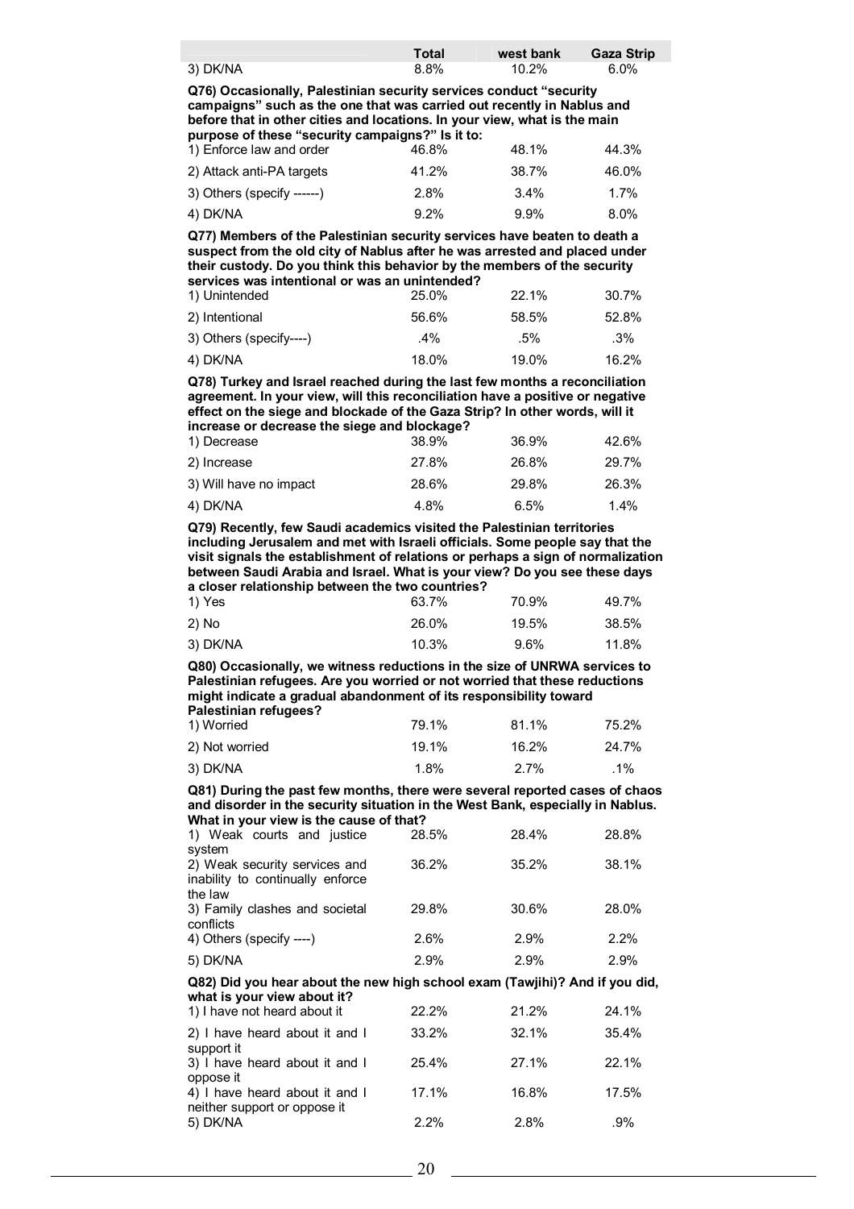| | Total | west bank | Gaza Strip |
|---|---|---|---|
| 3) DK/NA | 8.8% | 10.2% | 6.0% |

**Q76) Occasionally, Palestinian security services conduct "security campaigns" such as the one that was carried out recently in Nablus and before that in other cities and locations. In your view, what is the main purpose of these "security campaigns?" Is it to:**

| | Total | west bank | Gaza Strip |
|---|---|---|---|
| 1) Enforce law and order | 46.8% | 48.1% | 44.3% |
| 2) Attack anti-PA targets | 41.2% | 38.7% | 46.0% |
| 3) Others (specify ------) | 2.8% | 3.4% | 1.7% |
| 4) DK/NA | 9.2% | 9.9% | 8.0% |

**Q77) Members of the Palestinian security services have beaten to death a suspect from the old city of Nablus after he was arrested and placed under their custody. Do you think this behavior by the members of the security services was intentional or was an unintended?**

| | Total | west bank | Gaza Strip |
|---|---|---|---|
| 1) Unintended | 25.0% | 22.1% | 30.7% |
| 2) Intentional | 56.6% | 58.5% | 52.8% |
| 3) Others (specify----) | .4% | .5% | .3% |
| 4) DK/NA | 18.0% | 19.0% | 16.2% |

**Q78) Turkey and Israel reached during the last few months a reconciliation agreement. In your view, will this reconciliation have a positive or negative effect on the siege and blockade of the Gaza Strip? In other words, will it increase or decrease the siege and blockage?**

| | Total | west bank | Gaza Strip |
|---|---|---|---|
| 1) Decrease | 38.9% | 36.9% | 42.6% |
| 2) Increase | 27.8% | 26.8% | 29.7% |
| 3) Will have no impact | 28.6% | 29.8% | 26.3% |
| 4) DK/NA | 4.8% | 6.5% | 1.4% |

**Q79) Recently, few Saudi academics visited the Palestinian territories including Jerusalem and met with Israeli officials. Some people say that the visit signals the establishment of relations or perhaps a sign of normalization between Saudi Arabia and Israel. What is your view? Do you see these days a closer relationship between the two countries?**

| | Total | west bank | Gaza Strip |
|---|---|---|---|
| 1) Yes | 63.7% | 70.9% | 49.7% |
| 2) No | 26.0% | 19.5% | 38.5% |
| 3) DK/NA | 10.3% | 9.6% | 11.8% |

**Q80) Occasionally, we witness reductions in the size of UNRWA services to Palestinian refugees. Are you worried or not worried that these reductions might indicate a gradual abandonment of its responsibility toward Palestinian refugees?**

| | Total | west bank | Gaza Strip |
|---|---|---|---|
| 1) Worried | 79.1% | 81.1% | 75.2% |
| 2) Not worried | 19.1% | 16.2% | 24.7% |
| 3) DK/NA | 1.8% | 2.7% | .1% |

**Q81) During the past few months, there were several reported cases of chaos and disorder in the security situation in the West Bank, especially in Nablus. What in your view is the cause of that?**

| | Total | west bank | Gaza Strip |
|---|---|---|---|
| 1) Weak courts and justice system | 28.5% | 28.4% | 28.8% |
| 2) Weak security services and inability to continually enforce the law | 36.2% | 35.2% | 38.1% |
| 3) Family clashes and societal conflicts | 29.8% | 30.6% | 28.0% |
| 4) Others (specify ----) | 2.6% | 2.9% | 2.2% |
| 5) DK/NA | 2.9% | 2.9% | 2.9% |

**Q82) Did you hear about the new high school exam (Tawjihi)? And if you did, what is your view about it?**

| | Total | west bank | Gaza Strip |
|---|---|---|---|
| 1) I have not heard about it | 22.2% | 21.2% | 24.1% |
| 2) I have heard about it and I support it | 33.2% | 32.1% | 35.4% |
| 3) I have heard about it and I oppose it | 25.4% | 27.1% | 22.1% |
| 4) I have heard about it and I neither support or oppose it | 17.1% | 16.8% | 17.5% |
| 5) DK/NA | 2.2% | 2.8% | .9% |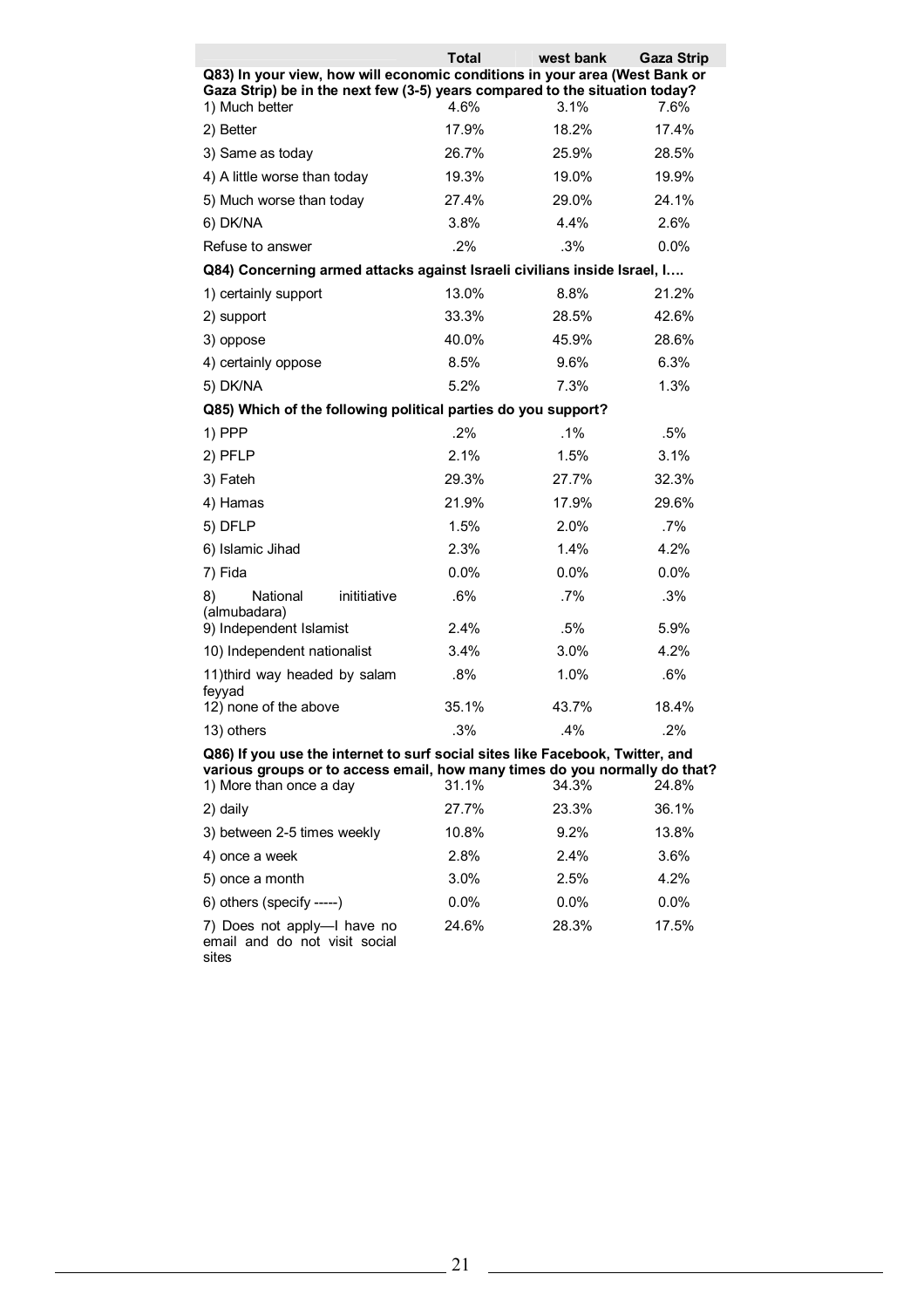| | Total | west bank | Gaza Strip |
|---|---|---|---|
| **Q83) In your view, how will economic conditions in your area (West Bank or Gaza Strip) be in the next few (3-5) years compared to the situation today?** | | | |
| 1) Much better | 4.6% | 3.1% | 7.6% |
| 2) Better | 17.9% | 18.2% | 17.4% |
| 3) Same as today | 26.7% | 25.9% | 28.5% |
| 4) A little worse than today | 19.3% | 19.0% | 19.9% |
| 5) Much worse than today | 27.4% | 29.0% | 24.1% |
| 6) DK/NA | 3.8% | 4.4% | 2.6% |
| Refuse to answer | .2% | .3% | 0.0% |
| **Q84) Concerning armed attacks against Israeli civilians inside Israel, I….** | | | |
| 1) certainly support | 13.0% | 8.8% | 21.2% |
| 2) support | 33.3% | 28.5% | 42.6% |
| 3) oppose | 40.0% | 45.9% | 28.6% |
| 4) certainly oppose | 8.5% | 9.6% | 6.3% |
| 5) DK/NA | 5.2% | 7.3% | 1.3% |
| **Q85) Which of the following political parties do you support?** | | | |
| 1) PPP | .2% | .1% | .5% |
| 2) PFLP | 2.1% | 1.5% | 3.1% |
| 3) Fateh | 29.3% | 27.7% | 32.3% |
| 4) Hamas | 21.9% | 17.9% | 29.6% |
| 5) DFLP | 1.5% | 2.0% | .7% |
| 6) Islamic Jihad | 2.3% | 1.4% | 4.2% |
| 7) Fida | 0.0% | 0.0% | 0.0% |
| 8) National inititiative (almubadara) | .6% | .7% | .3% |
| 9) Independent Islamist | 2.4% | .5% | 5.9% |
| 10) Independent nationalist | 3.4% | 3.0% | 4.2% |
| 11)third way headed by salam feyyad | .8% | 1.0% | .6% |
| 12) none of the above | 35.1% | 43.7% | 18.4% |
| 13) others | .3% | .4% | .2% |
| **Q86) If you use the internet to surf social sites like Facebook, Twitter, and various groups or to access email, how many times do you normally do that?** | | | |
| 1) More than once a day | 31.1% | 34.3% | 24.8% |
| 2) daily | 27.7% | 23.3% | 36.1% |
| 3) between 2-5 times weekly | 10.8% | 9.2% | 13.8% |
| 4) once a week | 2.8% | 2.4% | 3.6% |
| 5) once a month | 3.0% | 2.5% | 4.2% |
| 6) others (specify -----) | 0.0% | 0.0% | 0.0% |
| 7) Does not apply—I have no email and do not visit social sites | 24.6% | 28.3% | 17.5% |